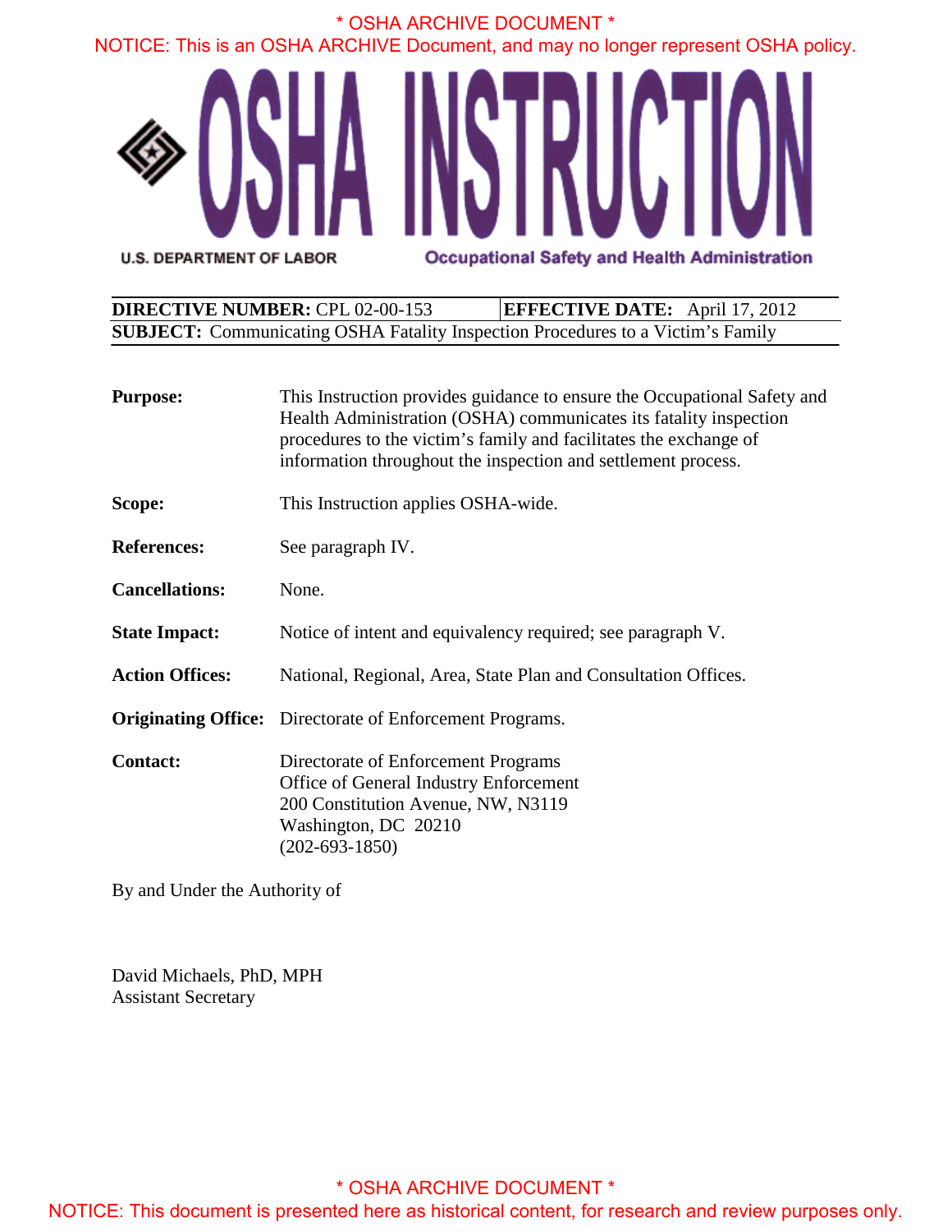\* OSHA ARCHIVE DOCUMENT \*

NOTICE: This is an OSHA ARCHIVE Document, and may no longer represent OSHA policy.

# OSHA INSTRUCTION

U.S. DEPARTMENT OF LABOR — Occupational Safety and Health Administration

| **DIRECTIVE NUMBER:** CPL 02-00-153 | **EFFECTIVE DATE:** April 17, 2012 |
|---|---|
| **SUBJECT:** Communicating OSHA Fatality Inspection Procedures to a Victim's Family | |

**Purpose:** This Instruction provides guidance to ensure the Occupational Safety and Health Administration (OSHA) communicates its fatality inspection procedures to the victim's family and facilitates the exchange of information throughout the inspection and settlement process.

**Scope:** This Instruction applies OSHA-wide.

**References:** See paragraph IV.

**Cancellations:** None.

**State Impact:** Notice of intent and equivalency required; see paragraph V.

**Action Offices:** National, Regional, Area, State Plan and Consultation Offices.

**Originating Office:** Directorate of Enforcement Programs.

**Contact:** Directorate of Enforcement Programs
Office of General Industry Enforcement
200 Constitution Avenue, NW, N3119
Washington, DC 20210
(202-693-1850)

By and Under the Authority of

David Michaels, PhD, MPH
Assistant Secretary

\* OSHA ARCHIVE DOCUMENT \*

NOTICE: This document is presented here as historical content, for research and review purposes only.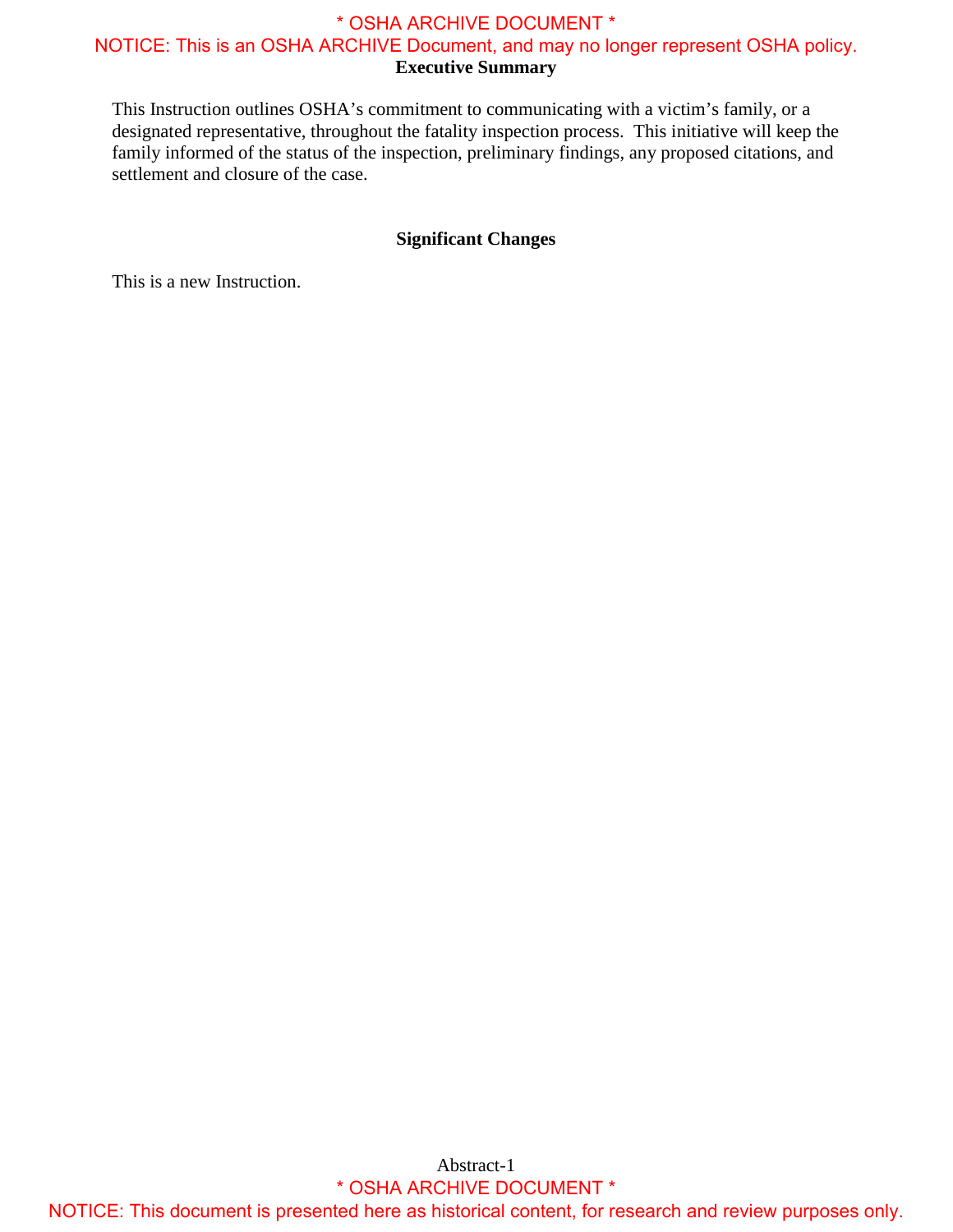## Executive Summary

This Instruction outlines OSHA's commitment to communicating with a victim's family, or a designated representative, throughout the fatality inspection process. This initiative will keep the family informed of the status of the inspection, preliminary findings, any proposed citations, and settlement and closure of the case.

## Significant Changes

This is a new Instruction.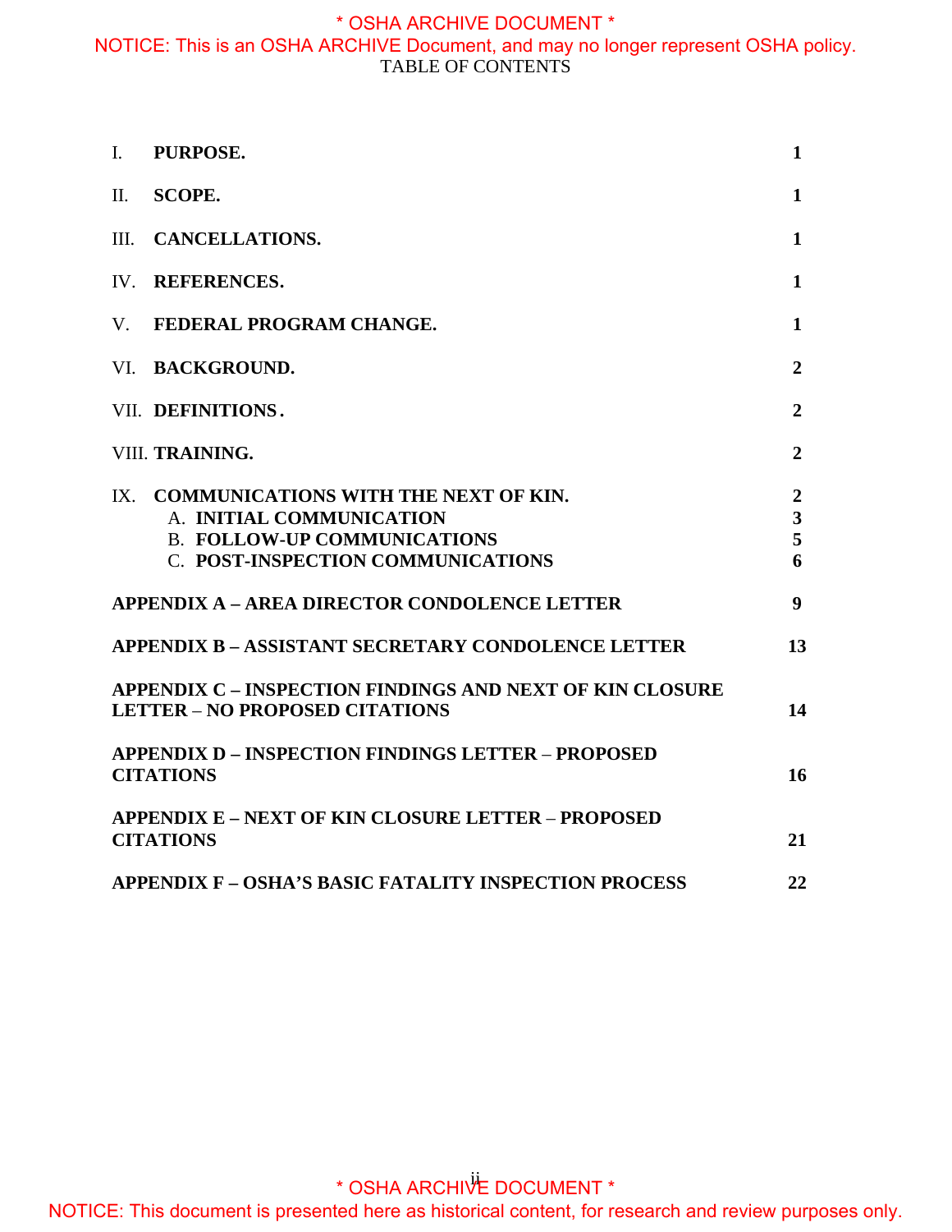TABLE OF CONTENTS

| | |
|---|---|
| I. **PURPOSE.** | **1** |
| II. **SCOPE.** | **1** |
| III. **CANCELLATIONS.** | **1** |
| IV. **REFERENCES.** | **1** |
| V. **FEDERAL PROGRAM CHANGE.** | **1** |
| VI. **BACKGROUND.** | **2** |
| VII. **DEFINITIONS.** | **2** |
| VIII. **TRAINING.** | **2** |
| IX. **COMMUNICATIONS WITH THE NEXT OF KIN.** | **2** |
| A. **INITIAL COMMUNICATION** | **3** |
| B. **FOLLOW-UP COMMUNICATIONS** | **5** |
| C. **POST-INSPECTION COMMUNICATIONS** | **6** |
| **APPENDIX A – AREA DIRECTOR CONDOLENCE LETTER** | **9** |
| **APPENDIX B – ASSISTANT SECRETARY CONDOLENCE LETTER** | **13** |
| **APPENDIX C – INSPECTION FINDINGS AND NEXT OF KIN CLOSURE LETTER – NO PROPOSED CITATIONS** | **14** |
| **APPENDIX D – INSPECTION FINDINGS LETTER – PROPOSED CITATIONS** | **16** |
| **APPENDIX E – NEXT OF KIN CLOSURE LETTER – PROPOSED CITATIONS** | **21** |
| **APPENDIX F – OSHA'S BASIC FATALITY INSPECTION PROCESS** | **22** |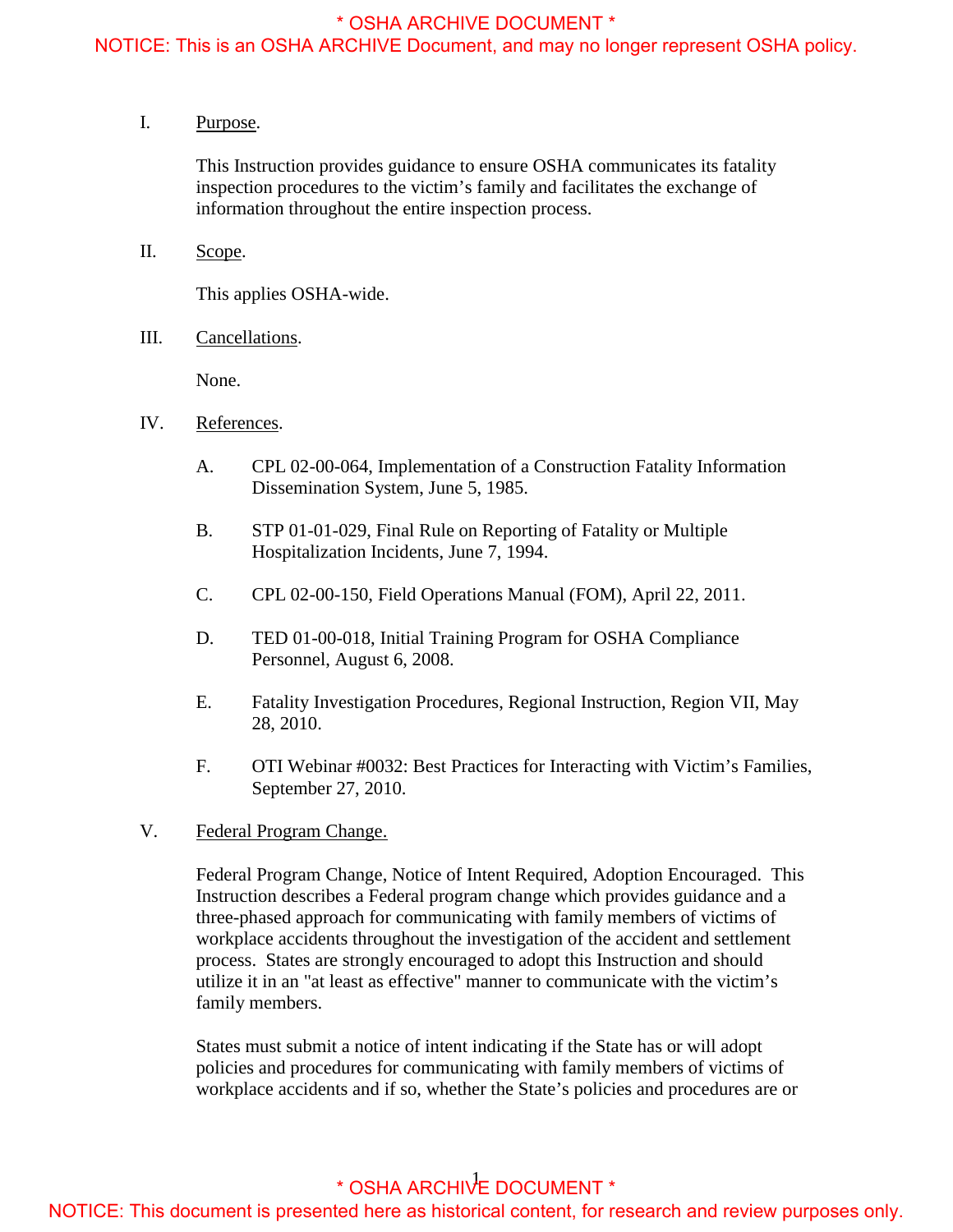I. Purpose.

This Instruction provides guidance to ensure OSHA communicates its fatality inspection procedures to the victim's family and facilitates the exchange of information throughout the entire inspection process.

II. Scope.

This applies OSHA-wide.

III. Cancellations.

None.

IV. References.

A. CPL 02-00-064, Implementation of a Construction Fatality Information Dissemination System, June 5, 1985.

B. STP 01-01-029, Final Rule on Reporting of Fatality or Multiple Hospitalization Incidents, June 7, 1994.

C. CPL 02-00-150, Field Operations Manual (FOM), April 22, 2011.

D. TED 01-00-018, Initial Training Program for OSHA Compliance Personnel, August 6, 2008.

E. Fatality Investigation Procedures, Regional Instruction, Region VII, May 28, 2010.

F. OTI Webinar #0032: Best Practices for Interacting with Victim's Families, September 27, 2010.

V. Federal Program Change.

Federal Program Change, Notice of Intent Required, Adoption Encouraged. This Instruction describes a Federal program change which provides guidance and a three-phased approach for communicating with family members of victims of workplace accidents throughout the investigation of the accident and settlement process. States are strongly encouraged to adopt this Instruction and should utilize it in an "at least as effective" manner to communicate with the victim's family members.

States must submit a notice of intent indicating if the State has or will adopt policies and procedures for communicating with family members of victims of workplace accidents and if so, whether the State's policies and procedures are or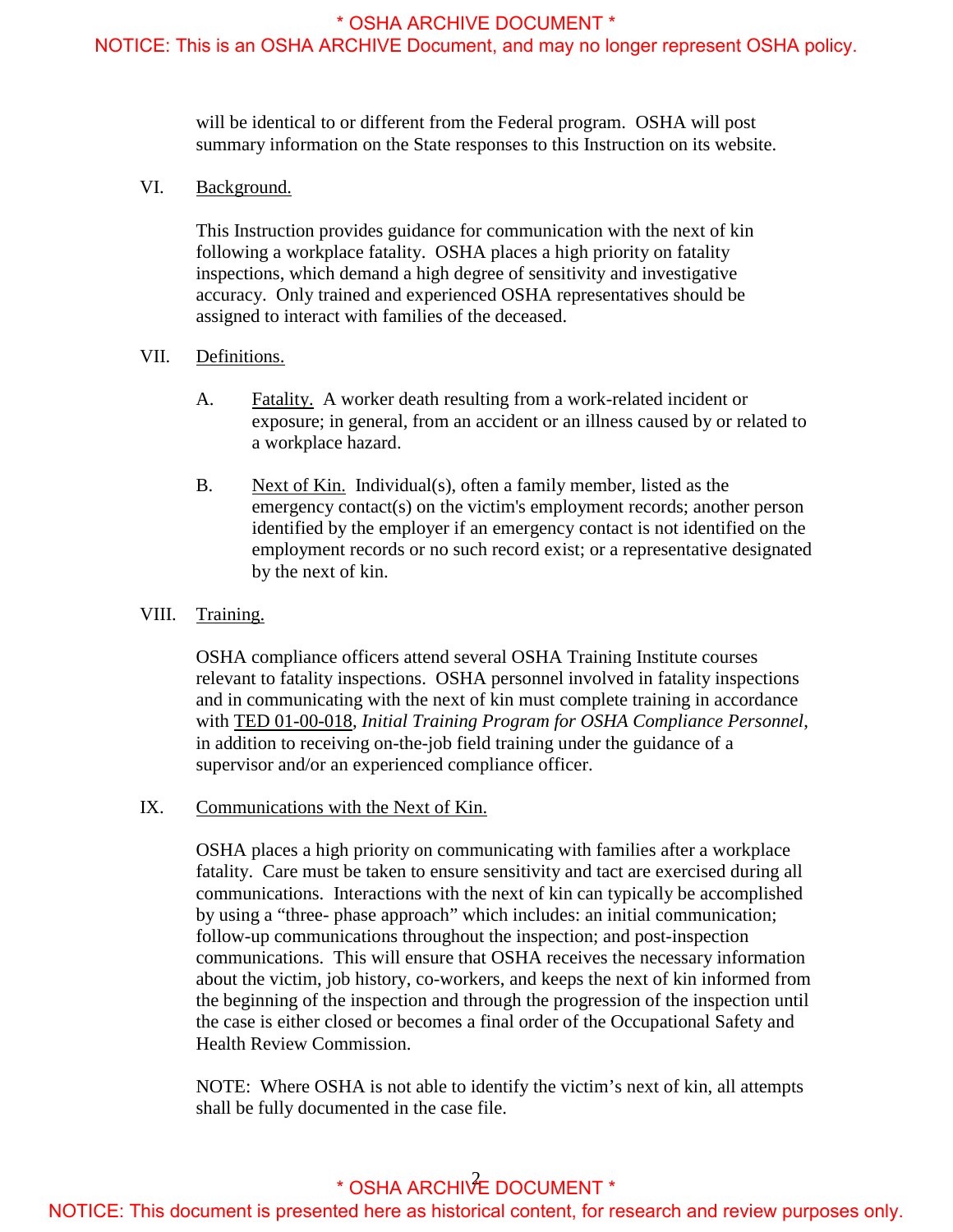will be identical to or different from the Federal program. OSHA will post summary information on the State responses to this Instruction on its website.

VI. Background.

This Instruction provides guidance for communication with the next of kin following a workplace fatality. OSHA places a high priority on fatality inspections, which demand a high degree of sensitivity and investigative accuracy. Only trained and experienced OSHA representatives should be assigned to interact with families of the deceased.

VII. Definitions.

A. Fatality. A worker death resulting from a work-related incident or exposure; in general, from an accident or an illness caused by or related to a workplace hazard.

B. Next of Kin. Individual(s), often a family member, listed as the emergency contact(s) on the victim's employment records; another person identified by the employer if an emergency contact is not identified on the employment records or no such record exist; or a representative designated by the next of kin.

VIII. Training.

OSHA compliance officers attend several OSHA Training Institute courses relevant to fatality inspections. OSHA personnel involved in fatality inspections and in communicating with the next of kin must complete training in accordance with TED 01-00-018, *Initial Training Program for OSHA Compliance Personnel*, in addition to receiving on-the-job field training under the guidance of a supervisor and/or an experienced compliance officer.

IX. Communications with the Next of Kin.

OSHA places a high priority on communicating with families after a workplace fatality. Care must be taken to ensure sensitivity and tact are exercised during all communications. Interactions with the next of kin can typically be accomplished by using a "three- phase approach" which includes: an initial communication; follow-up communications throughout the inspection; and post-inspection communications. This will ensure that OSHA receives the necessary information about the victim, job history, co-workers, and keeps the next of kin informed from the beginning of the inspection and through the progression of the inspection until the case is either closed or becomes a final order of the Occupational Safety and Health Review Commission.

NOTE: Where OSHA is not able to identify the victim's next of kin, all attempts shall be fully documented in the case file.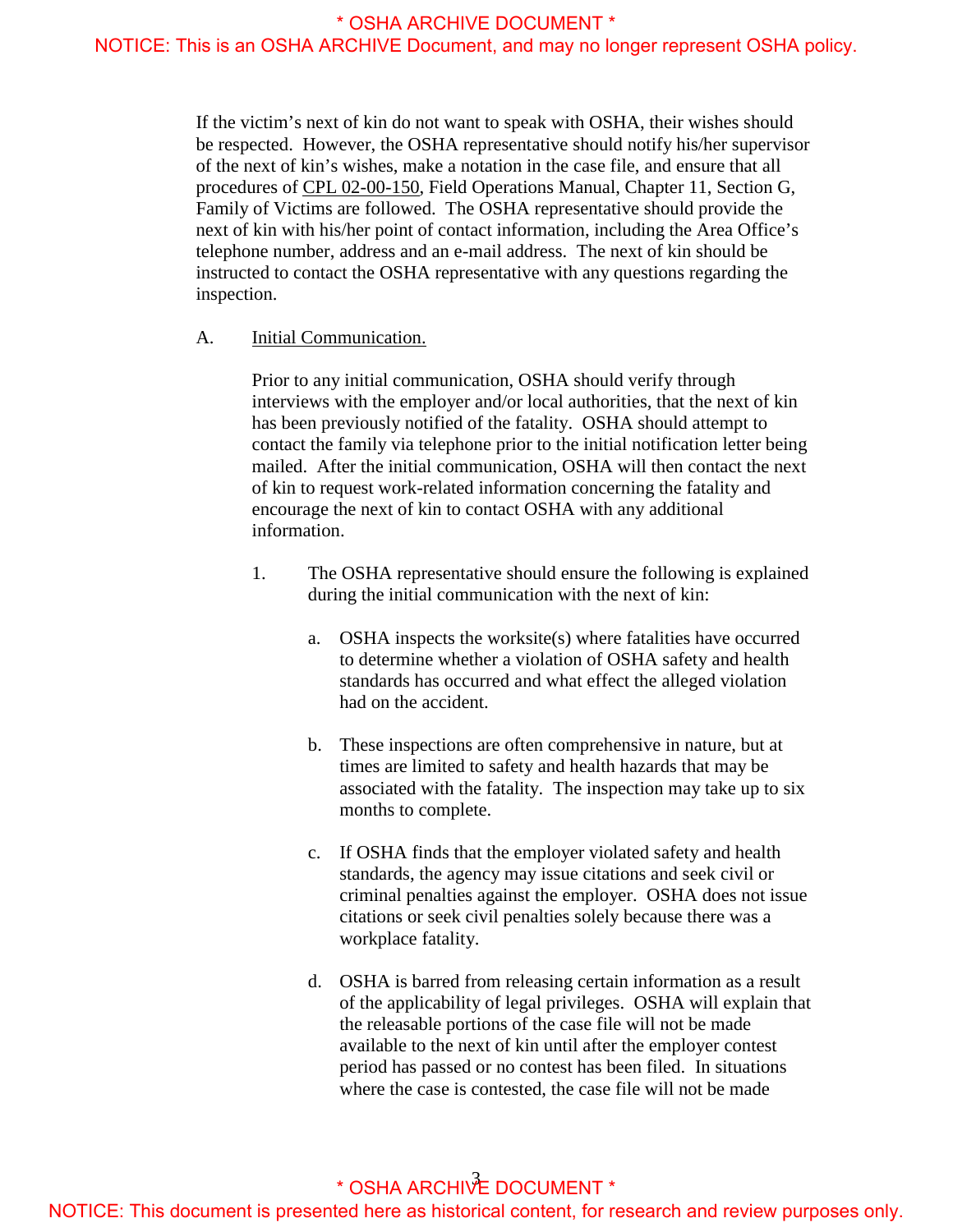If the victim's next of kin do not want to speak with OSHA, their wishes should be respected. However, the OSHA representative should notify his/her supervisor of the next of kin's wishes, make a notation in the case file, and ensure that all procedures of CPL 02-00-150, Field Operations Manual, Chapter 11, Section G, Family of Victims are followed. The OSHA representative should provide the next of kin with his/her point of contact information, including the Area Office's telephone number, address and an e-mail address. The next of kin should be instructed to contact the OSHA representative with any questions regarding the inspection.

A. Initial Communication.

Prior to any initial communication, OSHA should verify through interviews with the employer and/or local authorities, that the next of kin has been previously notified of the fatality. OSHA should attempt to contact the family via telephone prior to the initial notification letter being mailed. After the initial communication, OSHA will then contact the next of kin to request work-related information concerning the fatality and encourage the next of kin to contact OSHA with any additional information.

1. The OSHA representative should ensure the following is explained during the initial communication with the next of kin:

   a. OSHA inspects the worksite(s) where fatalities have occurred to determine whether a violation of OSHA safety and health standards has occurred and what effect the alleged violation had on the accident.

   b. These inspections are often comprehensive in nature, but at times are limited to safety and health hazards that may be associated with the fatality. The inspection may take up to six months to complete.

   c. If OSHA finds that the employer violated safety and health standards, the agency may issue citations and seek civil or criminal penalties against the employer. OSHA does not issue citations or seek civil penalties solely because there was a workplace fatality.

   d. OSHA is barred from releasing certain information as a result of the applicability of legal privileges. OSHA will explain that the releasable portions of the case file will not be made available to the next of kin until after the employer contest period has passed or no contest has been filed. In situations where the case is contested, the case file will not be made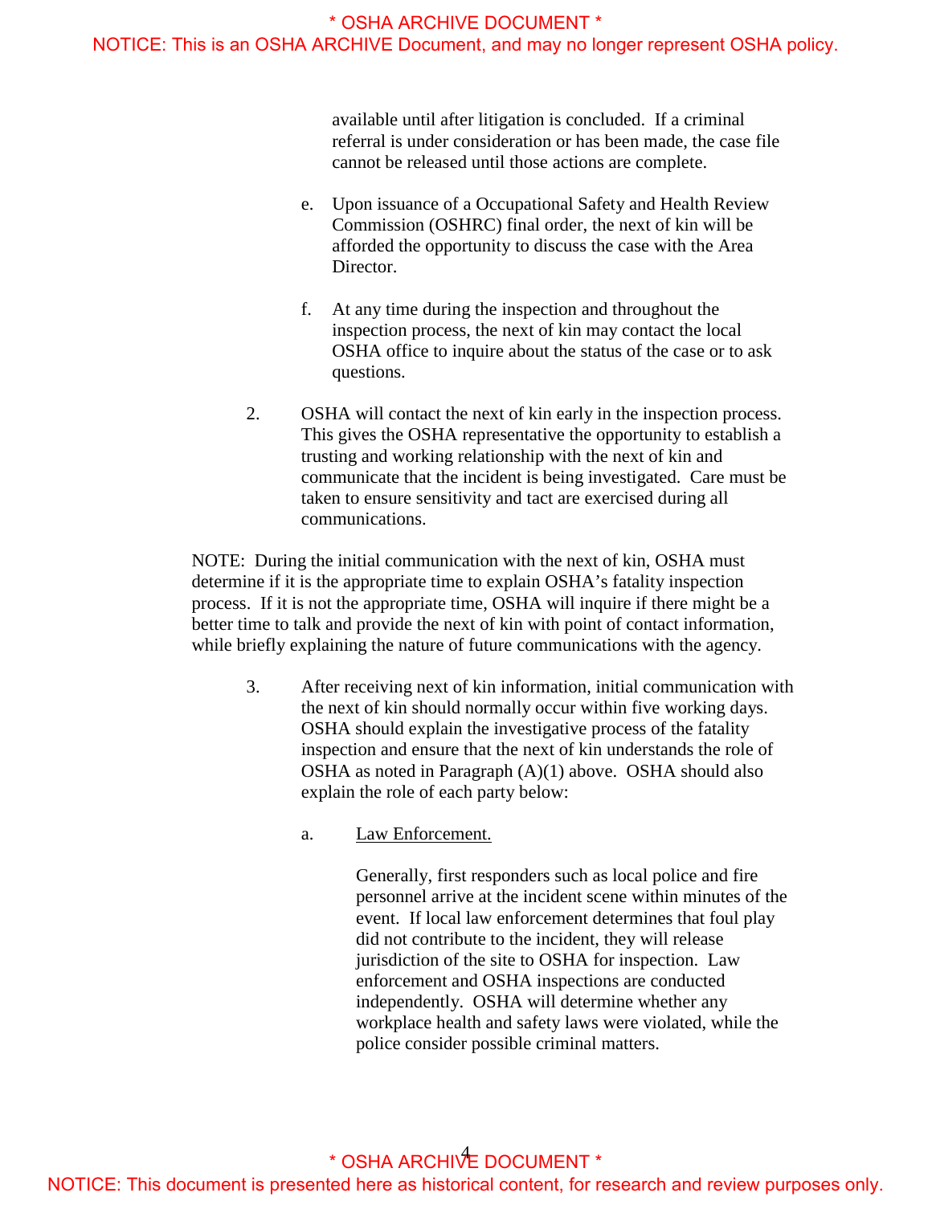available until after litigation is concluded. If a criminal referral is under consideration or has been made, the case file cannot be released until those actions are complete.

e. Upon issuance of a Occupational Safety and Health Review Commission (OSHRC) final order, the next of kin will be afforded the opportunity to discuss the case with the Area Director.

f. At any time during the inspection and throughout the inspection process, the next of kin may contact the local OSHA office to inquire about the status of the case or to ask questions.

2. OSHA will contact the next of kin early in the inspection process. This gives the OSHA representative the opportunity to establish a trusting and working relationship with the next of kin and communicate that the incident is being investigated. Care must be taken to ensure sensitivity and tact are exercised during all communications.

NOTE: During the initial communication with the next of kin, OSHA must determine if it is the appropriate time to explain OSHA's fatality inspection process. If it is not the appropriate time, OSHA will inquire if there might be a better time to talk and provide the next of kin with point of contact information, while briefly explaining the nature of future communications with the agency.

3. After receiving next of kin information, initial communication with the next of kin should normally occur within five working days. OSHA should explain the investigative process of the fatality inspection and ensure that the next of kin understands the role of OSHA as noted in Paragraph (A)(1) above. OSHA should also explain the role of each party below:

   a. Law Enforcement.

      Generally, first responders such as local police and fire personnel arrive at the incident scene within minutes of the event. If local law enforcement determines that foul play did not contribute to the incident, they will release jurisdiction of the site to OSHA for inspection. Law enforcement and OSHA inspections are conducted independently. OSHA will determine whether any workplace health and safety laws were violated, while the police consider possible criminal matters.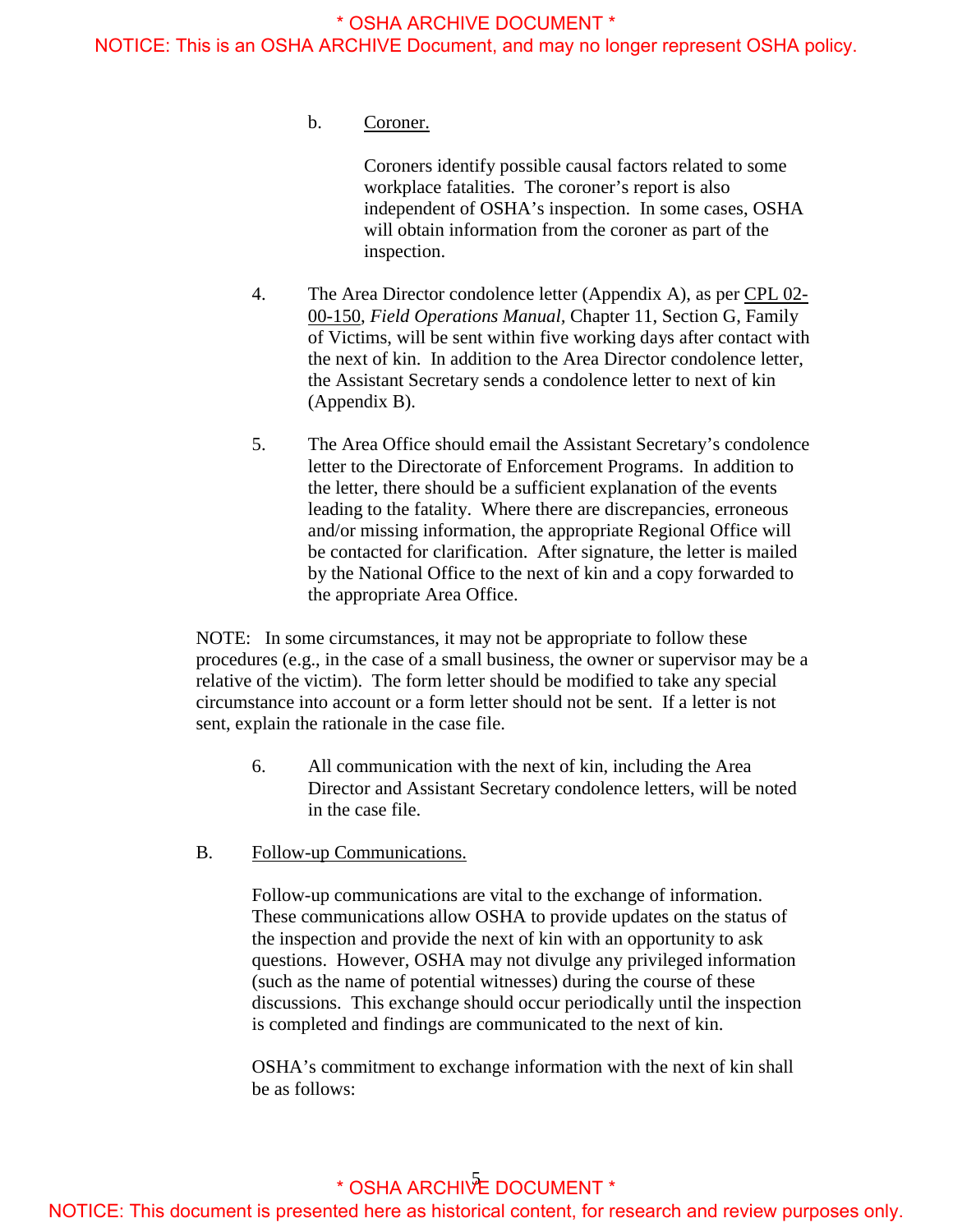b. Coroner.

Coroners identify possible causal factors related to some workplace fatalities. The coroner's report is also independent of OSHA's inspection. In some cases, OSHA will obtain information from the coroner as part of the inspection.

4. The Area Director condolence letter (Appendix A), as per CPL 02-00-150, *Field Operations Manual*, Chapter 11, Section G, Family of Victims, will be sent within five working days after contact with the next of kin. In addition to the Area Director condolence letter, the Assistant Secretary sends a condolence letter to next of kin (Appendix B).

5. The Area Office should email the Assistant Secretary's condolence letter to the Directorate of Enforcement Programs. In addition to the letter, there should be a sufficient explanation of the events leading to the fatality. Where there are discrepancies, erroneous and/or missing information, the appropriate Regional Office will be contacted for clarification. After signature, the letter is mailed by the National Office to the next of kin and a copy forwarded to the appropriate Area Office.

NOTE: In some circumstances, it may not be appropriate to follow these procedures (e.g., in the case of a small business, the owner or supervisor may be a relative of the victim). The form letter should be modified to take any special circumstance into account or a form letter should not be sent. If a letter is not sent, explain the rationale in the case file.

6. All communication with the next of kin, including the Area Director and Assistant Secretary condolence letters, will be noted in the case file.

B. Follow-up Communications.

Follow-up communications are vital to the exchange of information. These communications allow OSHA to provide updates on the status of the inspection and provide the next of kin with an opportunity to ask questions. However, OSHA may not divulge any privileged information (such as the name of potential witnesses) during the course of these discussions. This exchange should occur periodically until the inspection is completed and findings are communicated to the next of kin.

OSHA's commitment to exchange information with the next of kin shall be as follows: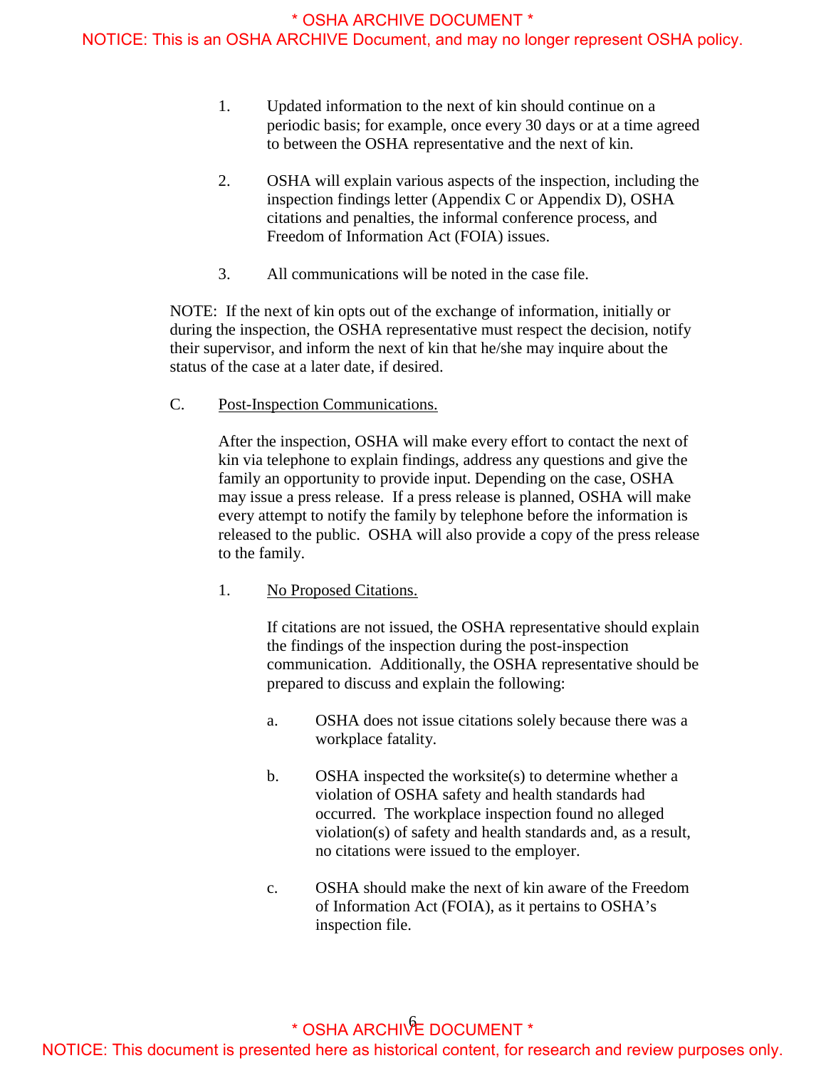1. Updated information to the next of kin should continue on a periodic basis; for example, once every 30 days or at a time agreed to between the OSHA representative and the next of kin.

2. OSHA will explain various aspects of the inspection, including the inspection findings letter (Appendix C or Appendix D), OSHA citations and penalties, the informal conference process, and Freedom of Information Act (FOIA) issues.

3. All communications will be noted in the case file.

NOTE: If the next of kin opts out of the exchange of information, initially or during the inspection, the OSHA representative must respect the decision, notify their supervisor, and inform the next of kin that he/she may inquire about the status of the case at a later date, if desired.

C. <u>Post-Inspection Communications.</u>

After the inspection, OSHA will make every effort to contact the next of kin via telephone to explain findings, address any questions and give the family an opportunity to provide input. Depending on the case, OSHA may issue a press release. If a press release is planned, OSHA will make every attempt to notify the family by telephone before the information is released to the public. OSHA will also provide a copy of the press release to the family.

1. <u>No Proposed Citations.</u>

   If citations are not issued, the OSHA representative should explain the findings of the inspection during the post-inspection communication. Additionally, the OSHA representative should be prepared to discuss and explain the following:

   a. OSHA does not issue citations solely because there was a workplace fatality.

   b. OSHA inspected the worksite(s) to determine whether a violation of OSHA safety and health standards had occurred. The workplace inspection found no alleged violation(s) of safety and health standards and, as a result, no citations were issued to the employer.

   c. OSHA should make the next of kin aware of the Freedom of Information Act (FOIA), as it pertains to OSHA's inspection file.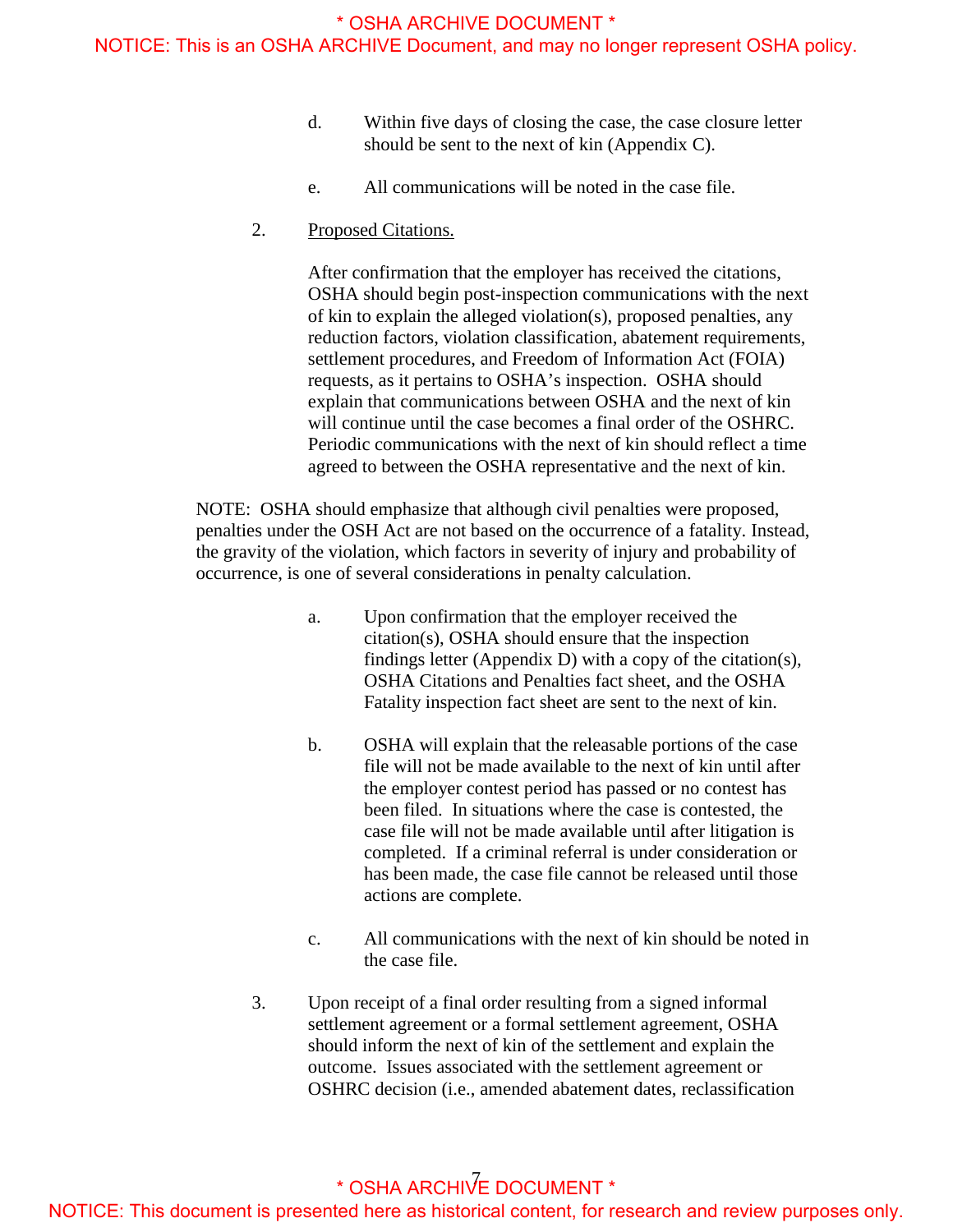d. Within five days of closing the case, the case closure letter should be sent to the next of kin (Appendix C).

e. All communications will be noted in the case file.

2. Proposed Citations.

After confirmation that the employer has received the citations, OSHA should begin post-inspection communications with the next of kin to explain the alleged violation(s), proposed penalties, any reduction factors, violation classification, abatement requirements, settlement procedures, and Freedom of Information Act (FOIA) requests, as it pertains to OSHA's inspection. OSHA should explain that communications between OSHA and the next of kin will continue until the case becomes a final order of the OSHRC. Periodic communications with the next of kin should reflect a time agreed to between the OSHA representative and the next of kin.

NOTE: OSHA should emphasize that although civil penalties were proposed, penalties under the OSH Act are not based on the occurrence of a fatality. Instead, the gravity of the violation, which factors in severity of injury and probability of occurrence, is one of several considerations in penalty calculation.

a. Upon confirmation that the employer received the citation(s), OSHA should ensure that the inspection findings letter (Appendix D) with a copy of the citation(s), OSHA Citations and Penalties fact sheet, and the OSHA Fatality inspection fact sheet are sent to the next of kin.

b. OSHA will explain that the releasable portions of the case file will not be made available to the next of kin until after the employer contest period has passed or no contest has been filed. In situations where the case is contested, the case file will not be made available until after litigation is completed. If a criminal referral is under consideration or has been made, the case file cannot be released until those actions are complete.

c. All communications with the next of kin should be noted in the case file.

3. Upon receipt of a final order resulting from a signed informal settlement agreement or a formal settlement agreement, OSHA should inform the next of kin of the settlement and explain the outcome. Issues associated with the settlement agreement or OSHRC decision (i.e., amended abatement dates, reclassification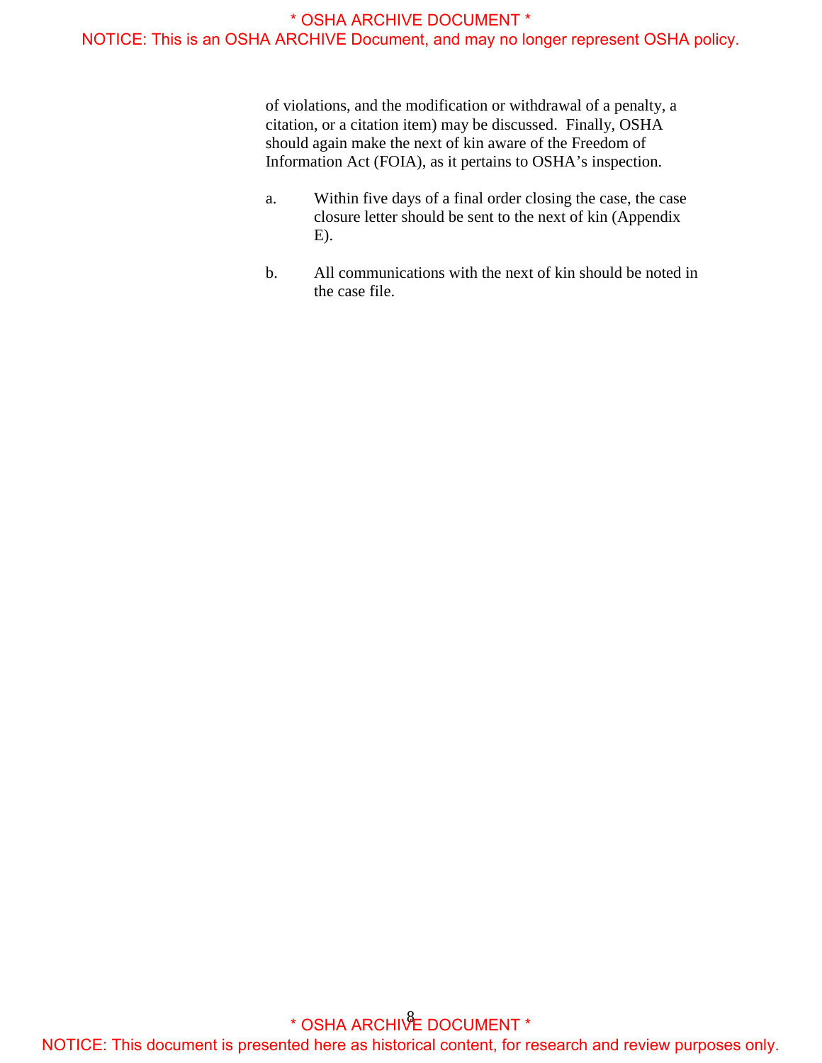of violations, and the modification or withdrawal of a penalty, a citation, or a citation item) may be discussed. Finally, OSHA should again make the next of kin aware of the Freedom of Information Act (FOIA), as it pertains to OSHA's inspection.

a. Within five days of a final order closing the case, the case closure letter should be sent to the next of kin (Appendix E).

b. All communications with the next of kin should be noted in the case file.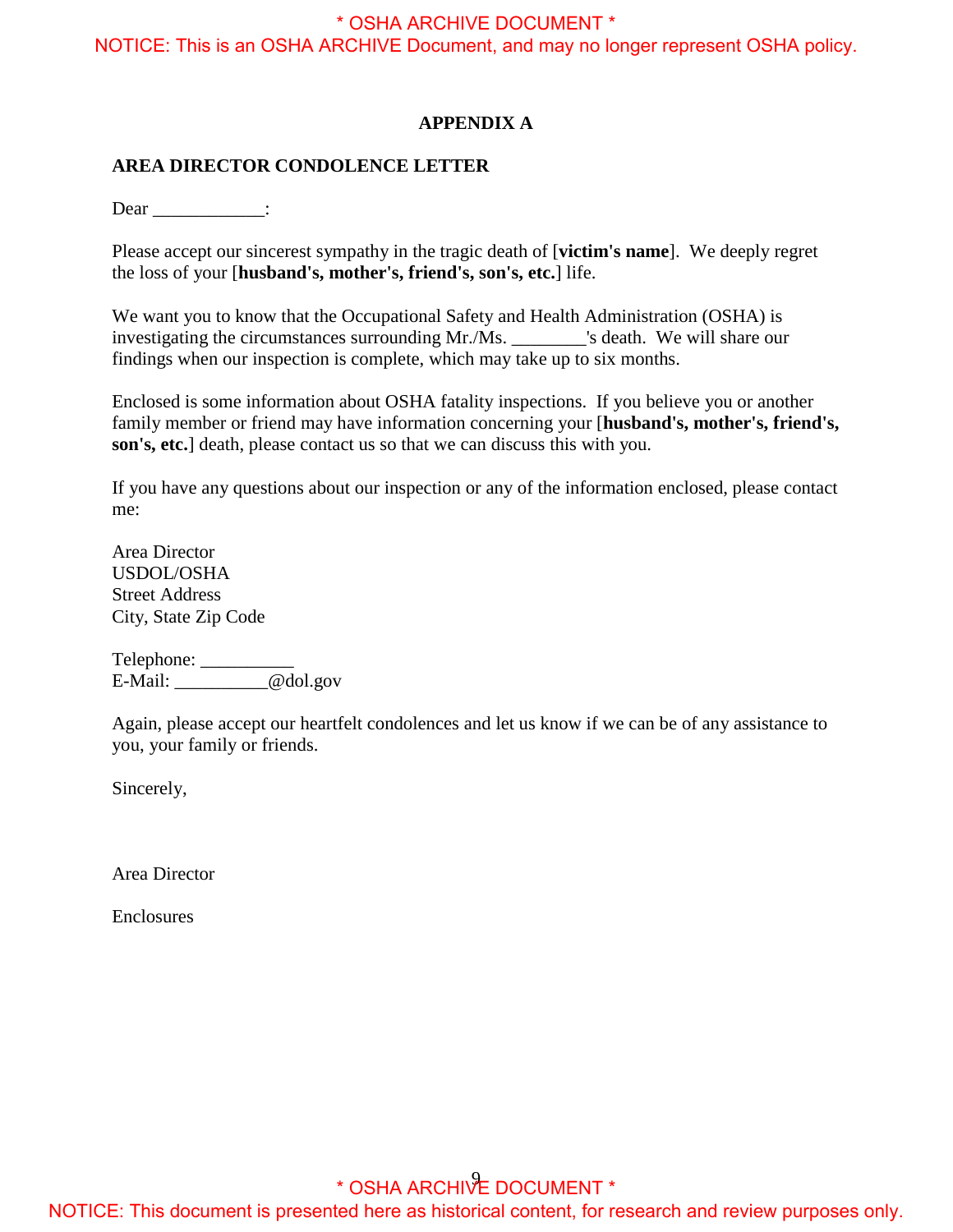## APPENDIX A

### AREA DIRECTOR CONDOLENCE LETTER

Dear ____________:

Please accept our sincerest sympathy in the tragic death of [**victim's name**]. We deeply regret the loss of your [**husband's, mother's, friend's, son's, etc.**] life.

We want you to know that the Occupational Safety and Health Administration (OSHA) is investigating the circumstances surrounding Mr./Ms. ________'s death. We will share our findings when our inspection is complete, which may take up to six months.

Enclosed is some information about OSHA fatality inspections. If you believe you or another family member or friend may have information concerning your [**husband's, mother's, friend's, son's, etc.**] death, please contact us so that we can discuss this with you.

If you have any questions about our inspection or any of the information enclosed, please contact me:

Area Director
USDOL/OSHA
Street Address
City, State Zip Code

Telephone: __________
E-Mail: __________@dol.gov

Again, please accept our heartfelt condolences and let us know if we can be of any assistance to you, your family or friends.

Sincerely,

Area Director

Enclosures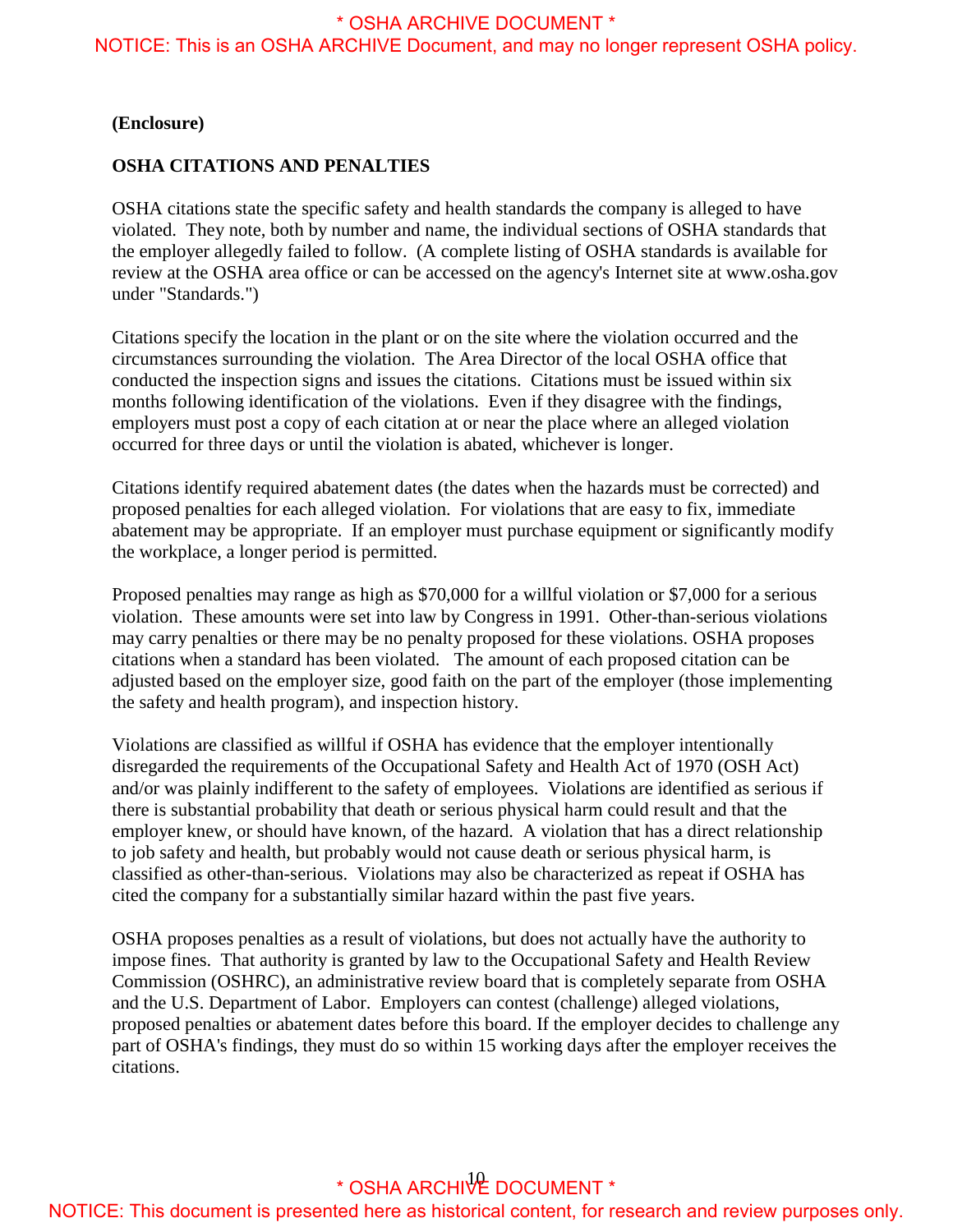**(Enclosure)**

**OSHA CITATIONS AND PENALTIES**

OSHA citations state the specific safety and health standards the company is alleged to have violated. They note, both by number and name, the individual sections of OSHA standards that the employer allegedly failed to follow. (A complete listing of OSHA standards is available for review at the OSHA area office or can be accessed on the agency's Internet site at www.osha.gov under "Standards.")

Citations specify the location in the plant or on the site where the violation occurred and the circumstances surrounding the violation. The Area Director of the local OSHA office that conducted the inspection signs and issues the citations. Citations must be issued within six months following identification of the violations. Even if they disagree with the findings, employers must post a copy of each citation at or near the place where an alleged violation occurred for three days or until the violation is abated, whichever is longer.

Citations identify required abatement dates (the dates when the hazards must be corrected) and proposed penalties for each alleged violation. For violations that are easy to fix, immediate abatement may be appropriate. If an employer must purchase equipment or significantly modify the workplace, a longer period is permitted.

Proposed penalties may range as high as $70,000 for a willful violation or $7,000 for a serious violation. These amounts were set into law by Congress in 1991. Other-than-serious violations may carry penalties or there may be no penalty proposed for these violations. OSHA proposes citations when a standard has been violated. The amount of each proposed citation can be adjusted based on the employer size, good faith on the part of the employer (those implementing the safety and health program), and inspection history.

Violations are classified as willful if OSHA has evidence that the employer intentionally disregarded the requirements of the Occupational Safety and Health Act of 1970 (OSH Act) and/or was plainly indifferent to the safety of employees. Violations are identified as serious if there is substantial probability that death or serious physical harm could result and that the employer knew, or should have known, of the hazard. A violation that has a direct relationship to job safety and health, but probably would not cause death or serious physical harm, is classified as other-than-serious. Violations may also be characterized as repeat if OSHA has cited the company for a substantially similar hazard within the past five years.

OSHA proposes penalties as a result of violations, but does not actually have the authority to impose fines. That authority is granted by law to the Occupational Safety and Health Review Commission (OSHRC), an administrative review board that is completely separate from OSHA and the U.S. Department of Labor. Employers can contest (challenge) alleged violations, proposed penalties or abatement dates before this board. If the employer decides to challenge any part of OSHA's findings, they must do so within 15 working days after the employer receives the citations.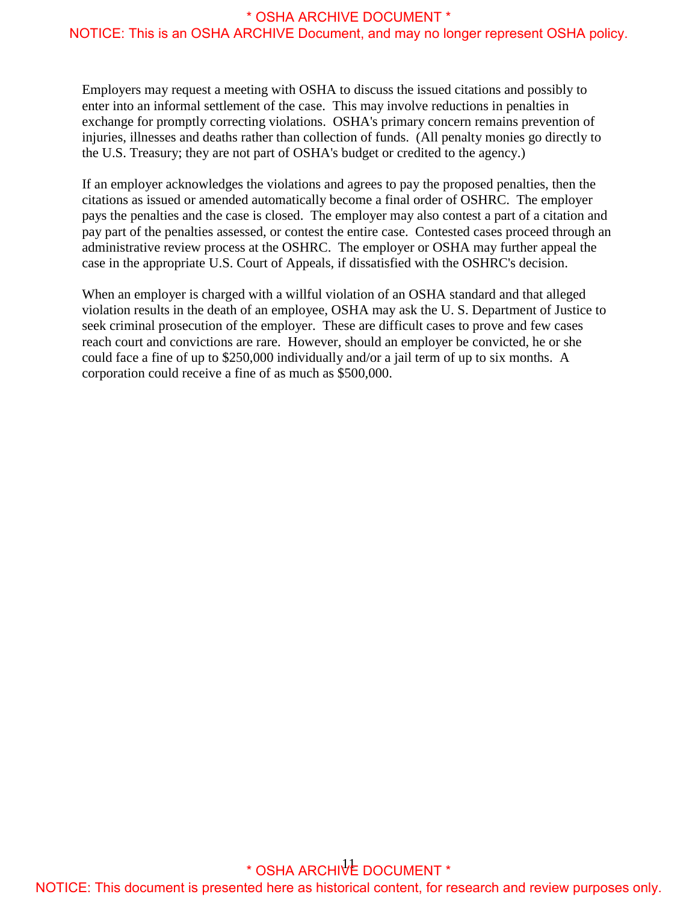Employers may request a meeting with OSHA to discuss the issued citations and possibly to enter into an informal settlement of the case. This may involve reductions in penalties in exchange for promptly correcting violations. OSHA's primary concern remains prevention of injuries, illnesses and deaths rather than collection of funds. (All penalty monies go directly to the U.S. Treasury; they are not part of OSHA's budget or credited to the agency.)

If an employer acknowledges the violations and agrees to pay the proposed penalties, then the citations as issued or amended automatically become a final order of OSHRC. The employer pays the penalties and the case is closed. The employer may also contest a part of a citation and pay part of the penalties assessed, or contest the entire case. Contested cases proceed through an administrative review process at the OSHRC. The employer or OSHA may further appeal the case in the appropriate U.S. Court of Appeals, if dissatisfied with the OSHRC's decision.

When an employer is charged with a willful violation of an OSHA standard and that alleged violation results in the death of an employee, OSHA may ask the U. S. Department of Justice to seek criminal prosecution of the employer. These are difficult cases to prove and few cases reach court and convictions are rare. However, should an employer be convicted, he or she could face a fine of up to $250,000 individually and/or a jail term of up to six months. A corporation could receive a fine of as much as $500,000.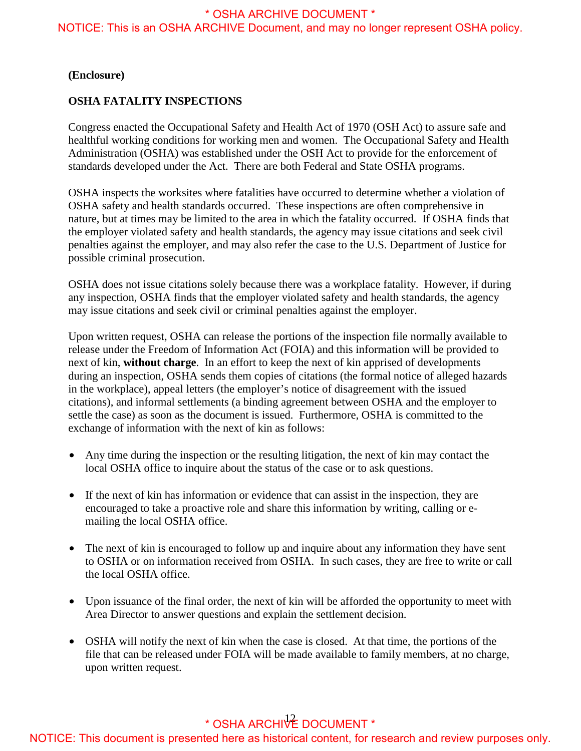**(Enclosure)**

## OSHA FATALITY INSPECTIONS

Congress enacted the Occupational Safety and Health Act of 1970 (OSH Act) to assure safe and healthful working conditions for working men and women. The Occupational Safety and Health Administration (OSHA) was established under the OSH Act to provide for the enforcement of standards developed under the Act. There are both Federal and State OSHA programs.

OSHA inspects the worksites where fatalities have occurred to determine whether a violation of OSHA safety and health standards occurred. These inspections are often comprehensive in nature, but at times may be limited to the area in which the fatality occurred. If OSHA finds that the employer violated safety and health standards, the agency may issue citations and seek civil penalties against the employer, and may also refer the case to the U.S. Department of Justice for possible criminal prosecution.

OSHA does not issue citations solely because there was a workplace fatality. However, if during any inspection, OSHA finds that the employer violated safety and health standards, the agency may issue citations and seek civil or criminal penalties against the employer.

Upon written request, OSHA can release the portions of the inspection file normally available to release under the Freedom of Information Act (FOIA) and this information will be provided to next of kin, **without charge**. In an effort to keep the next of kin apprised of developments during an inspection, OSHA sends them copies of citations (the formal notice of alleged hazards in the workplace), appeal letters (the employer's notice of disagreement with the issued citations), and informal settlements (a binding agreement between OSHA and the employer to settle the case) as soon as the document is issued. Furthermore, OSHA is committed to the exchange of information with the next of kin as follows:

- Any time during the inspection or the resulting litigation, the next of kin may contact the local OSHA office to inquire about the status of the case or to ask questions.
- If the next of kin has information or evidence that can assist in the inspection, they are encouraged to take a proactive role and share this information by writing, calling or e-mailing the local OSHA office.
- The next of kin is encouraged to follow up and inquire about any information they have sent to OSHA or on information received from OSHA. In such cases, they are free to write or call the local OSHA office.
- Upon issuance of the final order, the next of kin will be afforded the opportunity to meet with Area Director to answer questions and explain the settlement decision.
- OSHA will notify the next of kin when the case is closed. At that time, the portions of the file that can be released under FOIA will be made available to family members, at no charge, upon written request.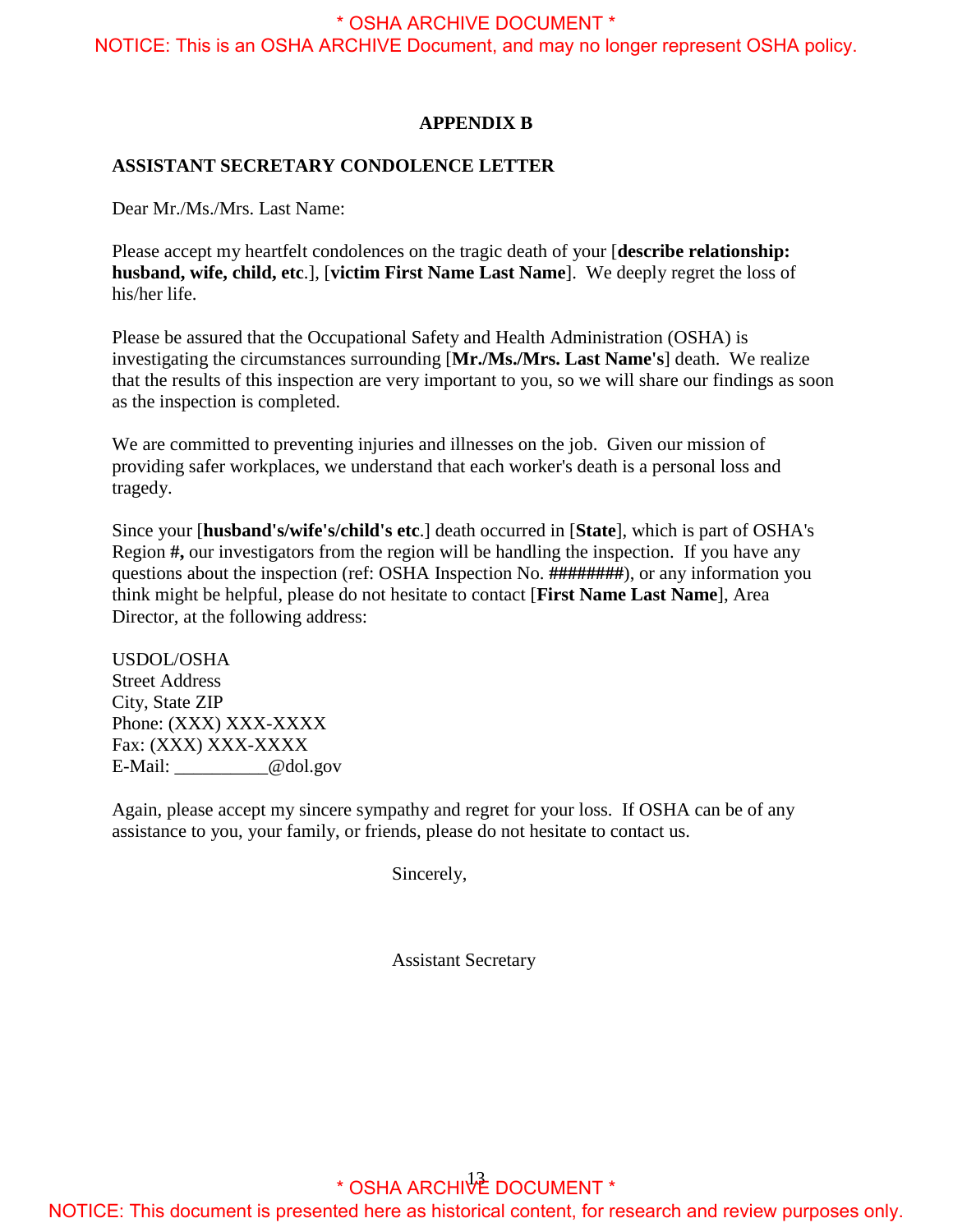## APPENDIX B

**ASSISTANT SECRETARY CONDOLENCE LETTER**

Dear Mr./Ms./Mrs. Last Name:

Please accept my heartfelt condolences on the tragic death of your [**describe relationship: husband, wife, child, etc**.], [**victim First Name Last Name**]. We deeply regret the loss of his/her life.

Please be assured that the Occupational Safety and Health Administration (OSHA) is investigating the circumstances surrounding [**Mr./Ms./Mrs. Last Name's**] death. We realize that the results of this inspection are very important to you, so we will share our findings as soon as the inspection is completed.

We are committed to preventing injuries and illnesses on the job. Given our mission of providing safer workplaces, we understand that each worker's death is a personal loss and tragedy.

Since your [**husband's/wife's/child's etc**.] death occurred in [**State**], which is part of OSHA's Region **#,** our investigators from the region will be handling the inspection. If you have any questions about the inspection (ref: OSHA Inspection No. **########**), or any information you think might be helpful, please do not hesitate to contact [**First Name Last Name**], Area Director, at the following address:

USDOL/OSHA
Street Address
City, State ZIP
Phone: (XXX) XXX-XXXX
Fax: (XXX) XXX-XXXX
E-Mail: __________@dol.gov

Again, please accept my sincere sympathy and regret for your loss. If OSHA can be of any assistance to you, your family, or friends, please do not hesitate to contact us.

Sincerely,

Assistant Secretary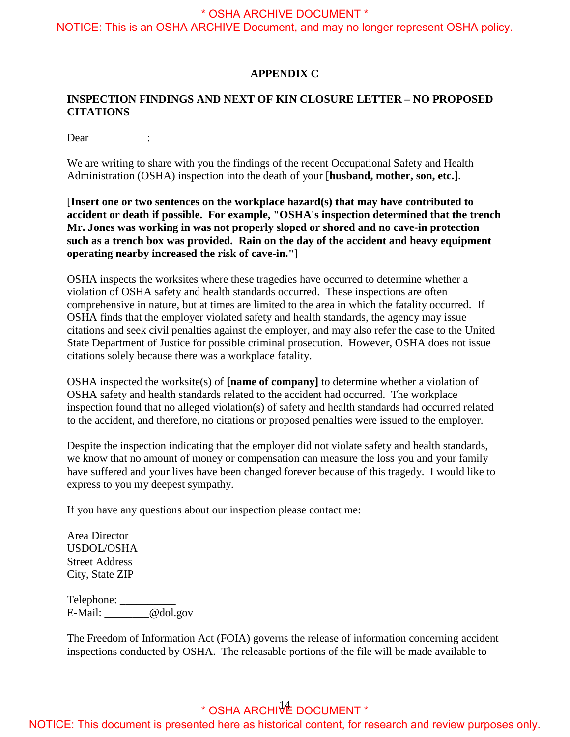## APPENDIX C

### INSPECTION FINDINGS AND NEXT OF KIN CLOSURE LETTER – NO PROPOSED CITATIONS

Dear __________:

We are writing to share with you the findings of the recent Occupational Safety and Health Administration (OSHA) inspection into the death of your [**husband, mother, son, etc.**].

[**Insert one or two sentences on the workplace hazard(s) that may have contributed to accident or death if possible. For example, "OSHA's inspection determined that the trench Mr. Jones was working in was not properly sloped or shored and no cave-in protection such as a trench box was provided. Rain on the day of the accident and heavy equipment operating nearby increased the risk of cave-in."]**

OSHA inspects the worksites where these tragedies have occurred to determine whether a violation of OSHA safety and health standards occurred. These inspections are often comprehensive in nature, but at times are limited to the area in which the fatality occurred. If OSHA finds that the employer violated safety and health standards, the agency may issue citations and seek civil penalties against the employer, and may also refer the case to the United State Department of Justice for possible criminal prosecution. However, OSHA does not issue citations solely because there was a workplace fatality.

OSHA inspected the worksite(s) of **[name of company]** to determine whether a violation of OSHA safety and health standards related to the accident had occurred. The workplace inspection found that no alleged violation(s) of safety and health standards had occurred related to the accident, and therefore, no citations or proposed penalties were issued to the employer.

Despite the inspection indicating that the employer did not violate safety and health standards, we know that no amount of money or compensation can measure the loss you and your family have suffered and your lives have been changed forever because of this tragedy. I would like to express to you my deepest sympathy.

If you have any questions about our inspection please contact me:

Area Director  
USDOL/OSHA  
Street Address  
City, State ZIP

Telephone: __________  
E-Mail: ________@dol.gov

The Freedom of Information Act (FOIA) governs the release of information concerning accident inspections conducted by OSHA. The releasable portions of the file will be made available to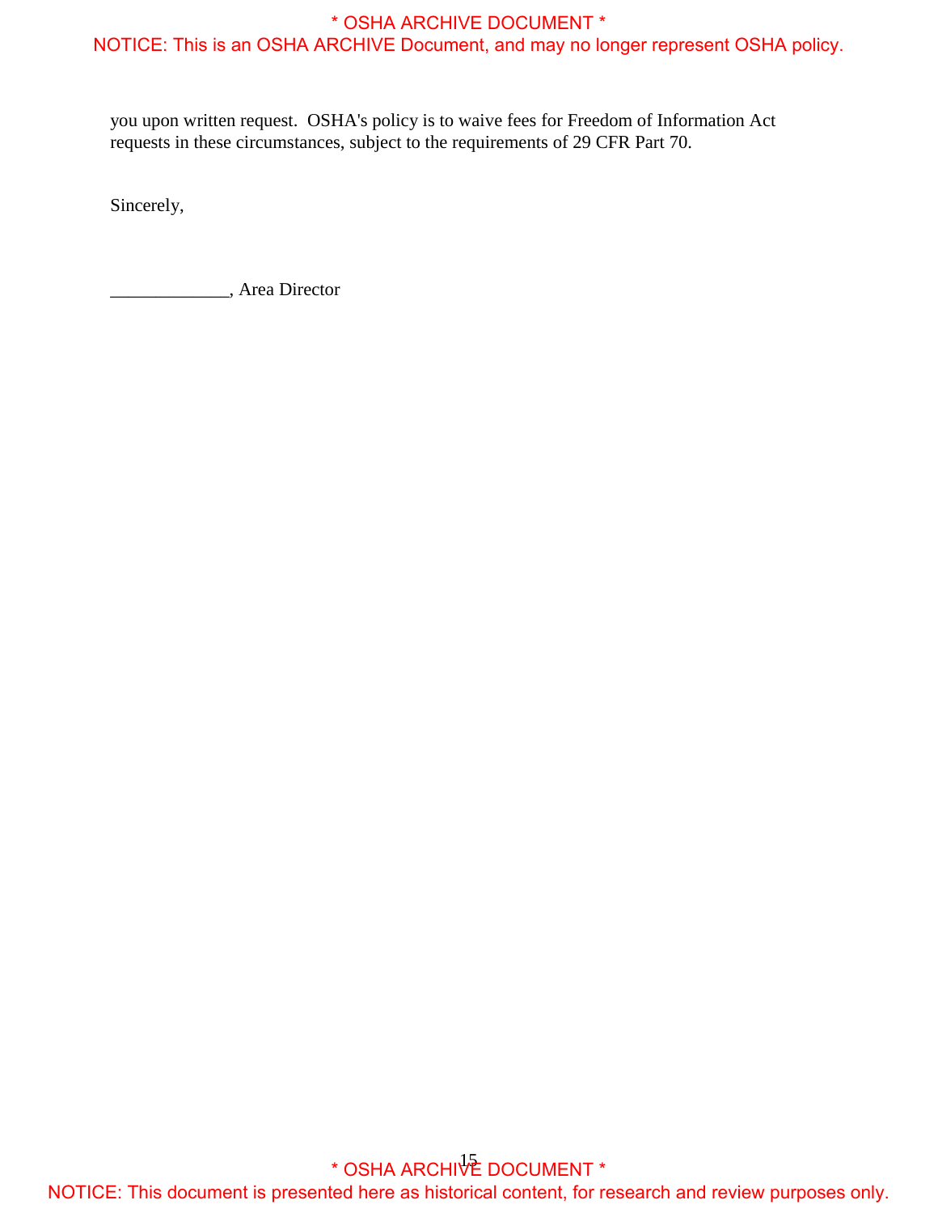you upon written request. OSHA's policy is to waive fees for Freedom of Information Act requests in these circumstances, subject to the requirements of 29 CFR Part 70.

Sincerely,

_____________, Area Director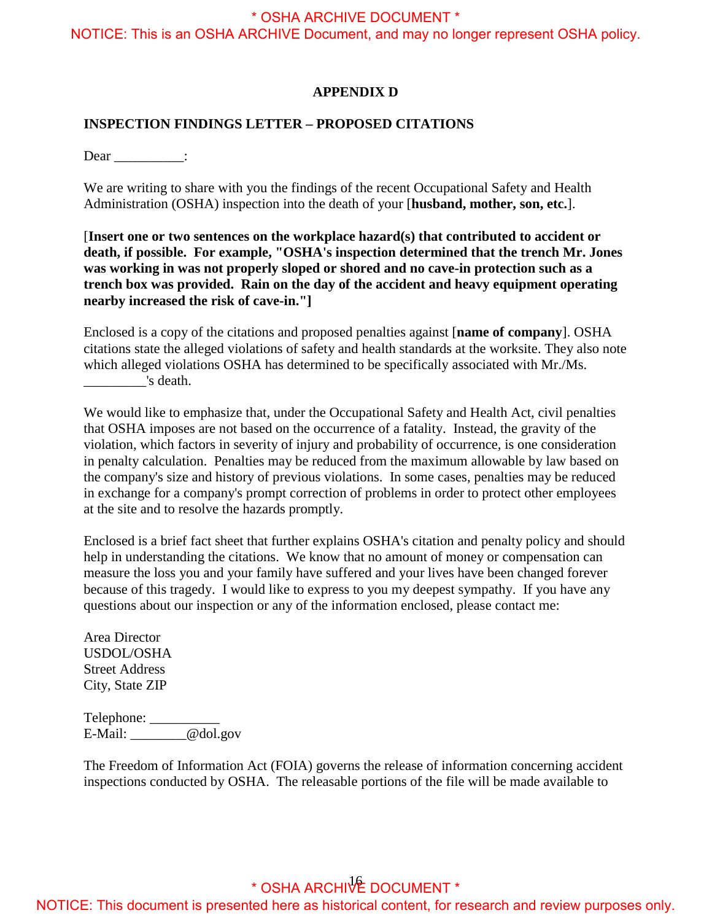## APPENDIX D

### INSPECTION FINDINGS LETTER – PROPOSED CITATIONS

Dear __________:

We are writing to share with you the findings of the recent Occupational Safety and Health Administration (OSHA) inspection into the death of your [**husband, mother, son, etc.**].

[**Insert one or two sentences on the workplace hazard(s) that contributed to accident or death, if possible. For example, "OSHA's inspection determined that the trench Mr. Jones was working in was not properly sloped or shored and no cave-in protection such as a trench box was provided. Rain on the day of the accident and heavy equipment operating nearby increased the risk of cave-in."]**

Enclosed is a copy of the citations and proposed penalties against [**name of company**]. OSHA citations state the alleged violations of safety and health standards at the worksite. They also note which alleged violations OSHA has determined to be specifically associated with Mr./Ms. _________'s death.

We would like to emphasize that, under the Occupational Safety and Health Act, civil penalties that OSHA imposes are not based on the occurrence of a fatality. Instead, the gravity of the violation, which factors in severity of injury and probability of occurrence, is one consideration in penalty calculation. Penalties may be reduced from the maximum allowable by law based on the company's size and history of previous violations. In some cases, penalties may be reduced in exchange for a company's prompt correction of problems in order to protect other employees at the site and to resolve the hazards promptly.

Enclosed is a brief fact sheet that further explains OSHA's citation and penalty policy and should help in understanding the citations. We know that no amount of money or compensation can measure the loss you and your family have suffered and your lives have been changed forever because of this tragedy. I would like to express to you my deepest sympathy. If you have any questions about our inspection or any of the information enclosed, please contact me:

Area Director
USDOL/OSHA
Street Address
City, State ZIP

Telephone: __________
E-Mail: ________@dol.gov

The Freedom of Information Act (FOIA) governs the release of information concerning accident inspections conducted by OSHA. The releasable portions of the file will be made available to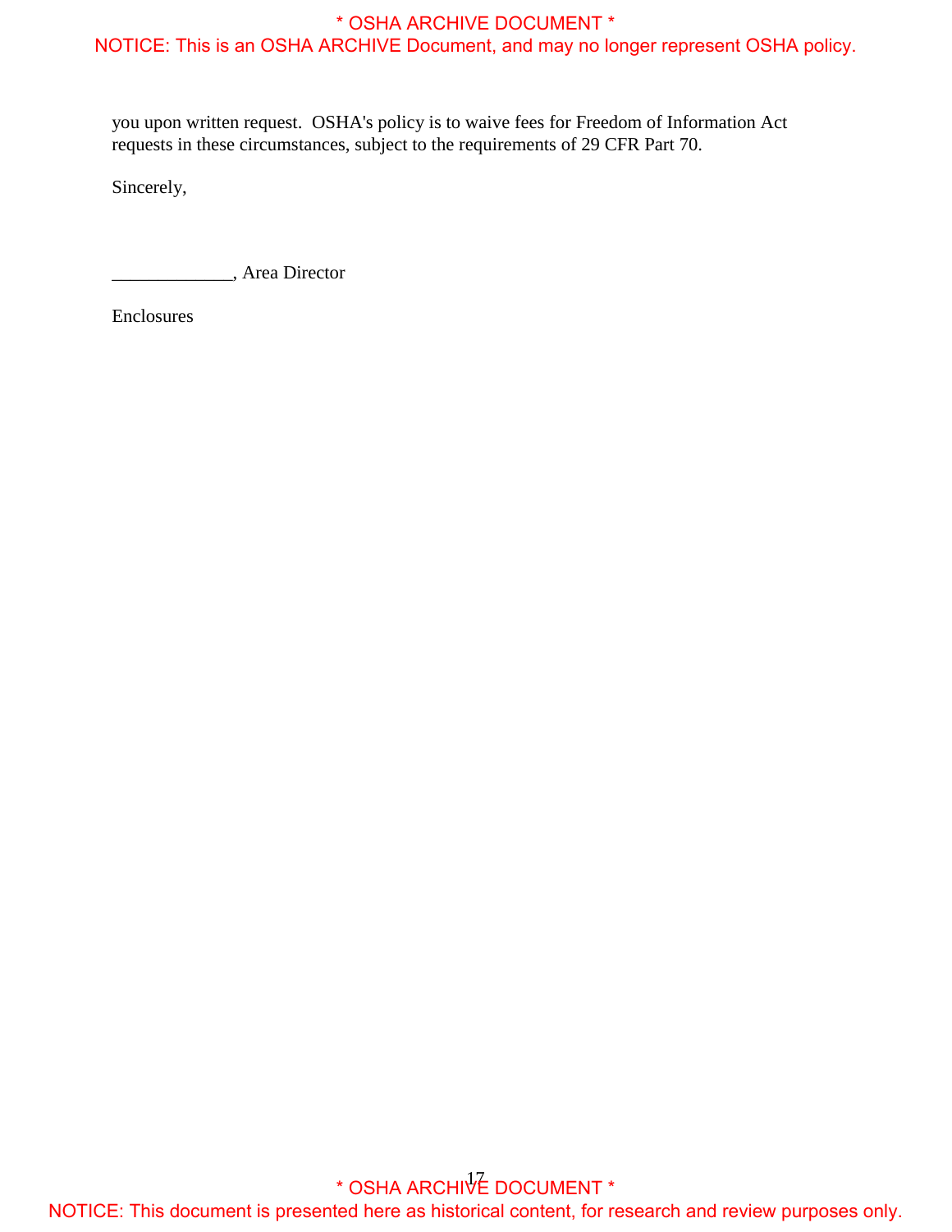you upon written request. OSHA's policy is to waive fees for Freedom of Information Act requests in these circumstances, subject to the requirements of 29 CFR Part 70.

Sincerely,

_____________, Area Director

Enclosures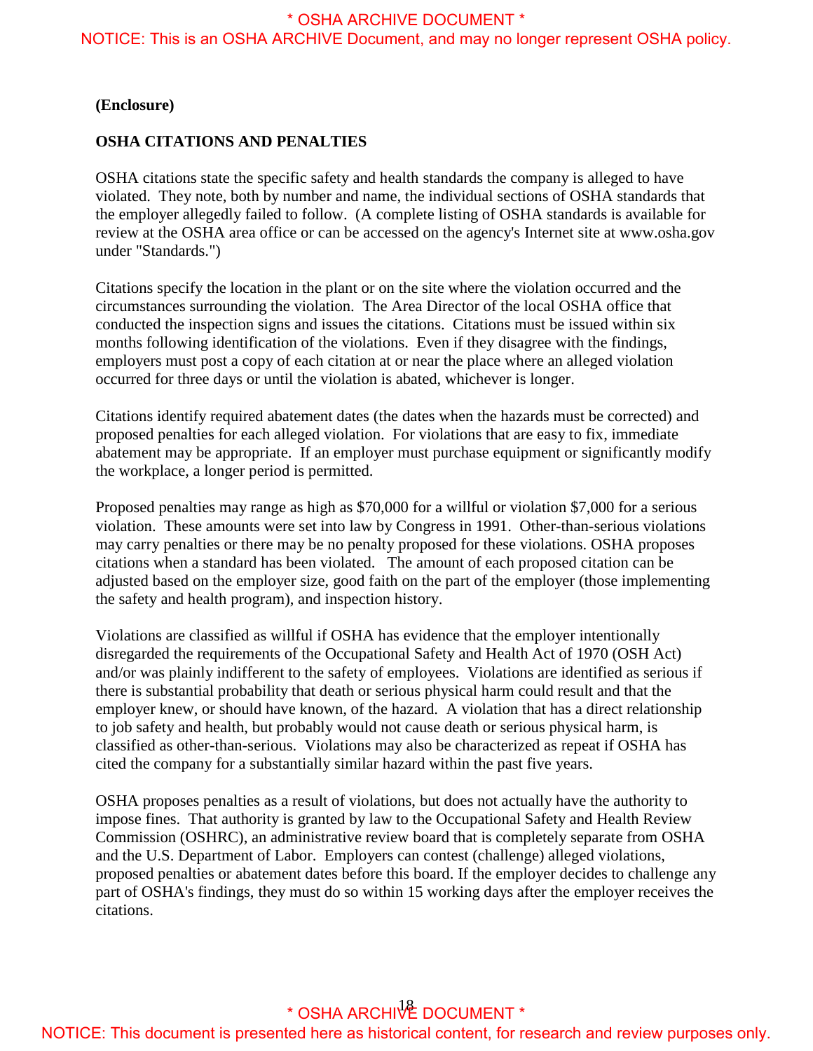**(Enclosure)**

**OSHA CITATIONS AND PENALTIES**

OSHA citations state the specific safety and health standards the company is alleged to have violated. They note, both by number and name, the individual sections of OSHA standards that the employer allegedly failed to follow. (A complete listing of OSHA standards is available for review at the OSHA area office or can be accessed on the agency's Internet site at www.osha.gov under "Standards.")

Citations specify the location in the plant or on the site where the violation occurred and the circumstances surrounding the violation. The Area Director of the local OSHA office that conducted the inspection signs and issues the citations. Citations must be issued within six months following identification of the violations. Even if they disagree with the findings, employers must post a copy of each citation at or near the place where an alleged violation occurred for three days or until the violation is abated, whichever is longer.

Citations identify required abatement dates (the dates when the hazards must be corrected) and proposed penalties for each alleged violation. For violations that are easy to fix, immediate abatement may be appropriate. If an employer must purchase equipment or significantly modify the workplace, a longer period is permitted.

Proposed penalties may range as high as $70,000 for a willful or violation $7,000 for a serious violation. These amounts were set into law by Congress in 1991. Other-than-serious violations may carry penalties or there may be no penalty proposed for these violations. OSHA proposes citations when a standard has been violated. The amount of each proposed citation can be adjusted based on the employer size, good faith on the part of the employer (those implementing the safety and health program), and inspection history.

Violations are classified as willful if OSHA has evidence that the employer intentionally disregarded the requirements of the Occupational Safety and Health Act of 1970 (OSH Act) and/or was plainly indifferent to the safety of employees. Violations are identified as serious if there is substantial probability that death or serious physical harm could result and that the employer knew, or should have known, of the hazard. A violation that has a direct relationship to job safety and health, but probably would not cause death or serious physical harm, is classified as other-than-serious. Violations may also be characterized as repeat if OSHA has cited the company for a substantially similar hazard within the past five years.

OSHA proposes penalties as a result of violations, but does not actually have the authority to impose fines. That authority is granted by law to the Occupational Safety and Health Review Commission (OSHRC), an administrative review board that is completely separate from OSHA and the U.S. Department of Labor. Employers can contest (challenge) alleged violations, proposed penalties or abatement dates before this board. If the employer decides to challenge any part of OSHA's findings, they must do so within 15 working days after the employer receives the citations.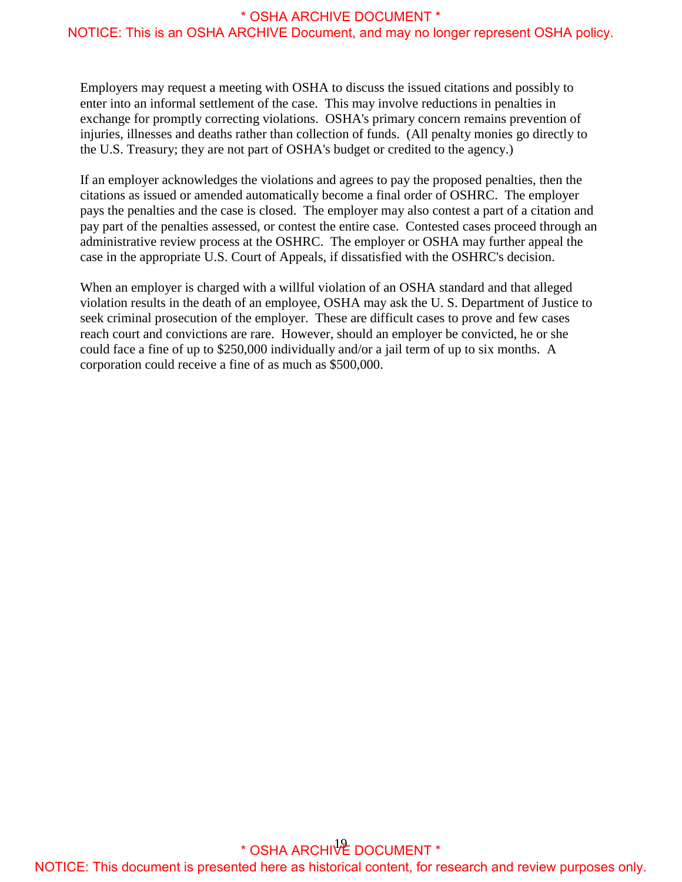Employers may request a meeting with OSHA to discuss the issued citations and possibly to enter into an informal settlement of the case. This may involve reductions in penalties in exchange for promptly correcting violations. OSHA's primary concern remains prevention of injuries, illnesses and deaths rather than collection of funds. (All penalty monies go directly to the U.S. Treasury; they are not part of OSHA's budget or credited to the agency.)

If an employer acknowledges the violations and agrees to pay the proposed penalties, then the citations as issued or amended automatically become a final order of OSHRC. The employer pays the penalties and the case is closed. The employer may also contest a part of a citation and pay part of the penalties assessed, or contest the entire case. Contested cases proceed through an administrative review process at the OSHRC. The employer or OSHA may further appeal the case in the appropriate U.S. Court of Appeals, if dissatisfied with the OSHRC's decision.

When an employer is charged with a willful violation of an OSHA standard and that alleged violation results in the death of an employee, OSHA may ask the U. S. Department of Justice to seek criminal prosecution of the employer. These are difficult cases to prove and few cases reach court and convictions are rare. However, should an employer be convicted, he or she could face a fine of up to $250,000 individually and/or a jail term of up to six months. A corporation could receive a fine of as much as $500,000.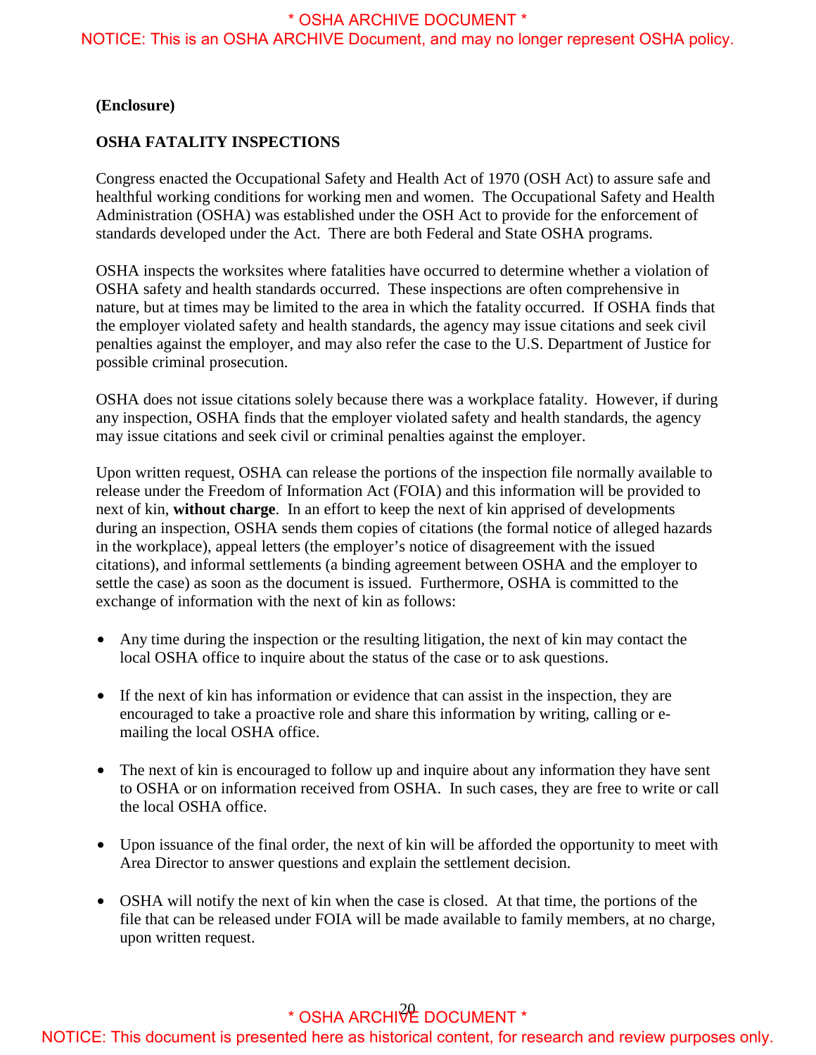**(Enclosure)**

**OSHA FATALITY INSPECTIONS**

Congress enacted the Occupational Safety and Health Act of 1970 (OSH Act) to assure safe and healthful working conditions for working men and women. The Occupational Safety and Health Administration (OSHA) was established under the OSH Act to provide for the enforcement of standards developed under the Act. There are both Federal and State OSHA programs.

OSHA inspects the worksites where fatalities have occurred to determine whether a violation of OSHA safety and health standards occurred. These inspections are often comprehensive in nature, but at times may be limited to the area in which the fatality occurred. If OSHA finds that the employer violated safety and health standards, the agency may issue citations and seek civil penalties against the employer, and may also refer the case to the U.S. Department of Justice for possible criminal prosecution.

OSHA does not issue citations solely because there was a workplace fatality. However, if during any inspection, OSHA finds that the employer violated safety and health standards, the agency may issue citations and seek civil or criminal penalties against the employer.

Upon written request, OSHA can release the portions of the inspection file normally available to release under the Freedom of Information Act (FOIA) and this information will be provided to next of kin, **without charge**. In an effort to keep the next of kin apprised of developments during an inspection, OSHA sends them copies of citations (the formal notice of alleged hazards in the workplace), appeal letters (the employer's notice of disagreement with the issued citations), and informal settlements (a binding agreement between OSHA and the employer to settle the case) as soon as the document is issued. Furthermore, OSHA is committed to the exchange of information with the next of kin as follows:

- Any time during the inspection or the resulting litigation, the next of kin may contact the local OSHA office to inquire about the status of the case or to ask questions.
- If the next of kin has information or evidence that can assist in the inspection, they are encouraged to take a proactive role and share this information by writing, calling or e-mailing the local OSHA office.
- The next of kin is encouraged to follow up and inquire about any information they have sent to OSHA or on information received from OSHA. In such cases, they are free to write or call the local OSHA office.
- Upon issuance of the final order, the next of kin will be afforded the opportunity to meet with Area Director to answer questions and explain the settlement decision.
- OSHA will notify the next of kin when the case is closed. At that time, the portions of the file that can be released under FOIA will be made available to family members, at no charge, upon written request.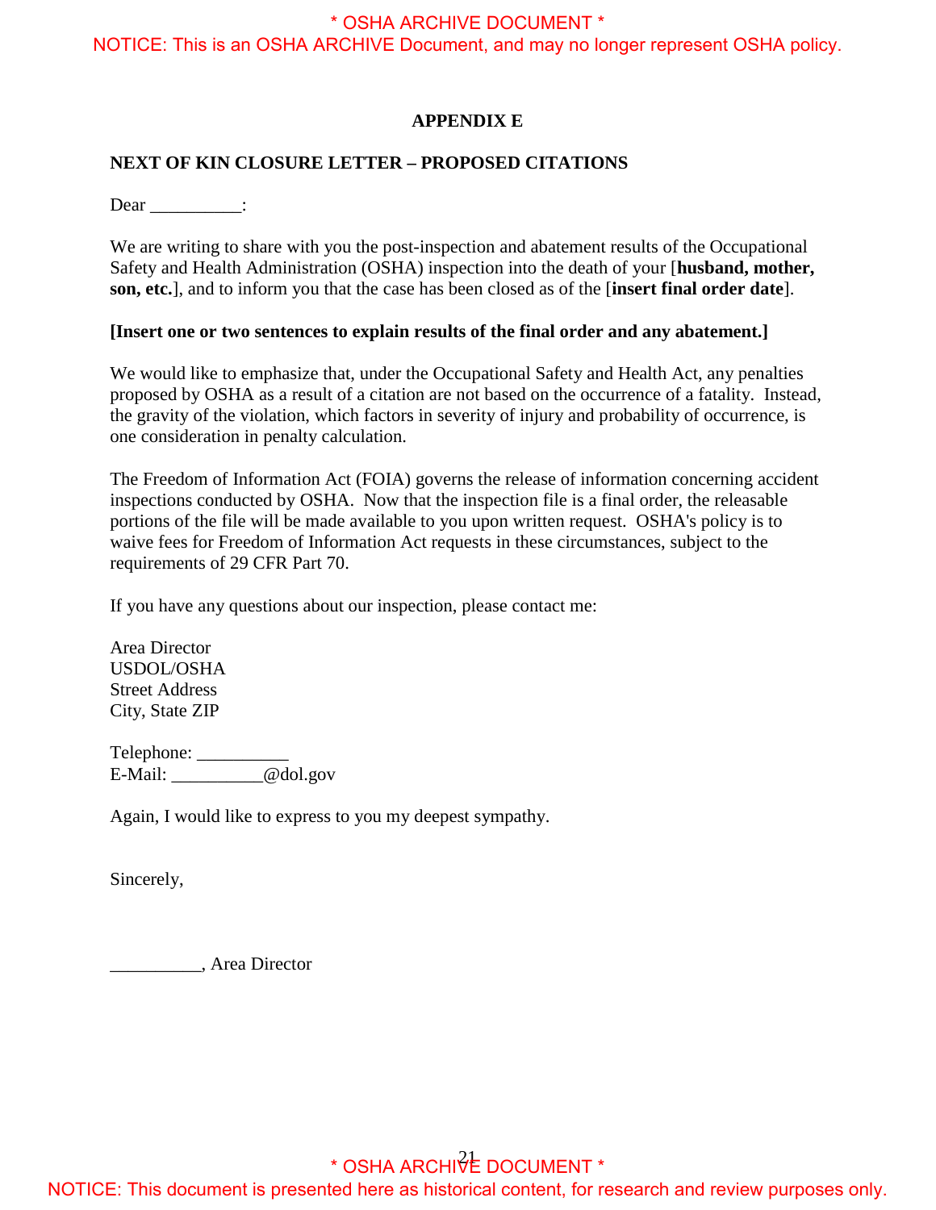## APPENDIX E

### NEXT OF KIN CLOSURE LETTER – PROPOSED CITATIONS

Dear __________:

We are writing to share with you the post-inspection and abatement results of the Occupational Safety and Health Administration (OSHA) inspection into the death of your [**husband, mother, son, etc.**], and to inform you that the case has been closed as of the [**insert final order date**].

**[Insert one or two sentences to explain results of the final order and any abatement.]**

We would like to emphasize that, under the Occupational Safety and Health Act, any penalties proposed by OSHA as a result of a citation are not based on the occurrence of a fatality. Instead, the gravity of the violation, which factors in severity of injury and probability of occurrence, is one consideration in penalty calculation.

The Freedom of Information Act (FOIA) governs the release of information concerning accident inspections conducted by OSHA. Now that the inspection file is a final order, the releasable portions of the file will be made available to you upon written request. OSHA's policy is to waive fees for Freedom of Information Act requests in these circumstances, subject to the requirements of 29 CFR Part 70.

If you have any questions about our inspection, please contact me:

Area Director
USDOL/OSHA
Street Address
City, State ZIP

Telephone: __________
E-Mail: __________@dol.gov

Again, I would like to express to you my deepest sympathy.

Sincerely,

__________, Area Director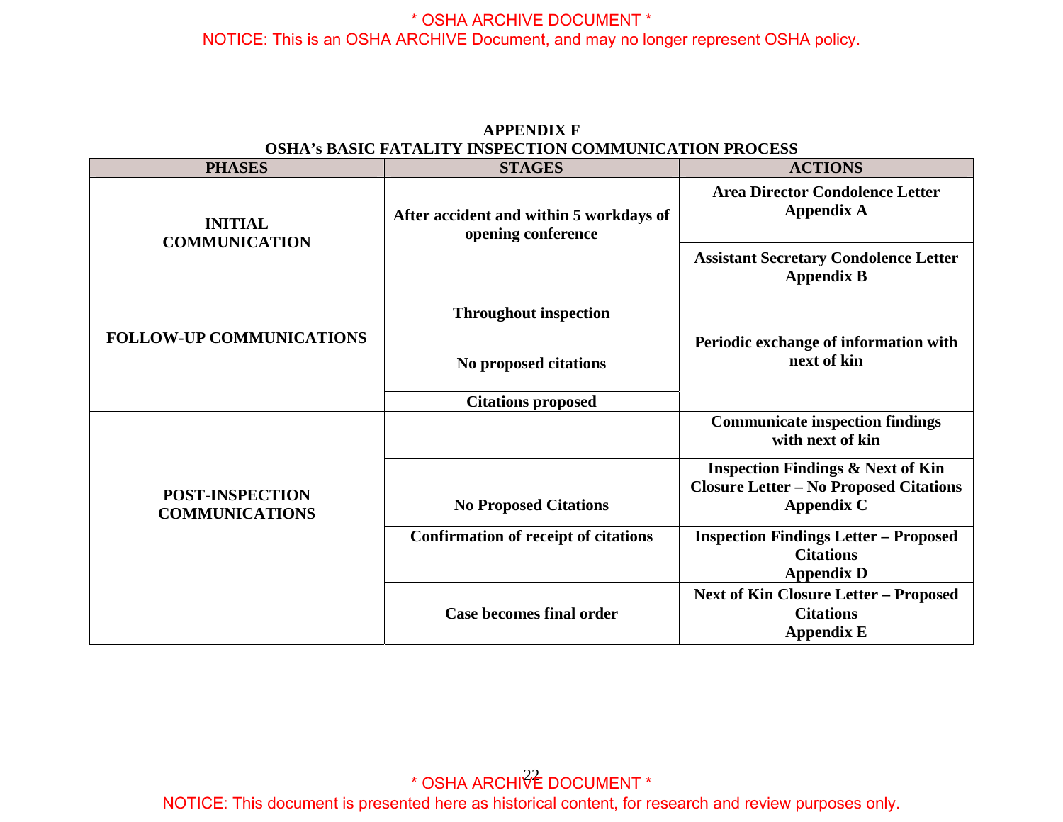## APPENDIX F
## OSHA's BASIC FATALITY INSPECTION COMMUNICATION PROCESS

| PHASES | STAGES | ACTIONS |
|---|---|---|
| **INITIAL COMMUNICATION** | **After accident and within 5 workdays of opening conference** | **Area Director Condolence Letter Appendix A** |
| | | **Assistant Secretary Condolence Letter Appendix B** |
| **FOLLOW-UP COMMUNICATIONS** | **Throughout inspection** | **Periodic exchange of information with next of kin** |
| | **No proposed citations** | |
| | **Citations proposed** | |
| **POST-INSPECTION COMMUNICATIONS** | | **Communicate inspection findings with next of kin** |
| | **No Proposed Citations** | **Inspection Findings & Next of Kin Closure Letter – No Proposed Citations Appendix C** |
| | **Confirmation of receipt of citations** | **Inspection Findings Letter – Proposed Citations Appendix D** |
| | **Case becomes final order** | **Next of Kin Closure Letter – Proposed Citations Appendix E** |